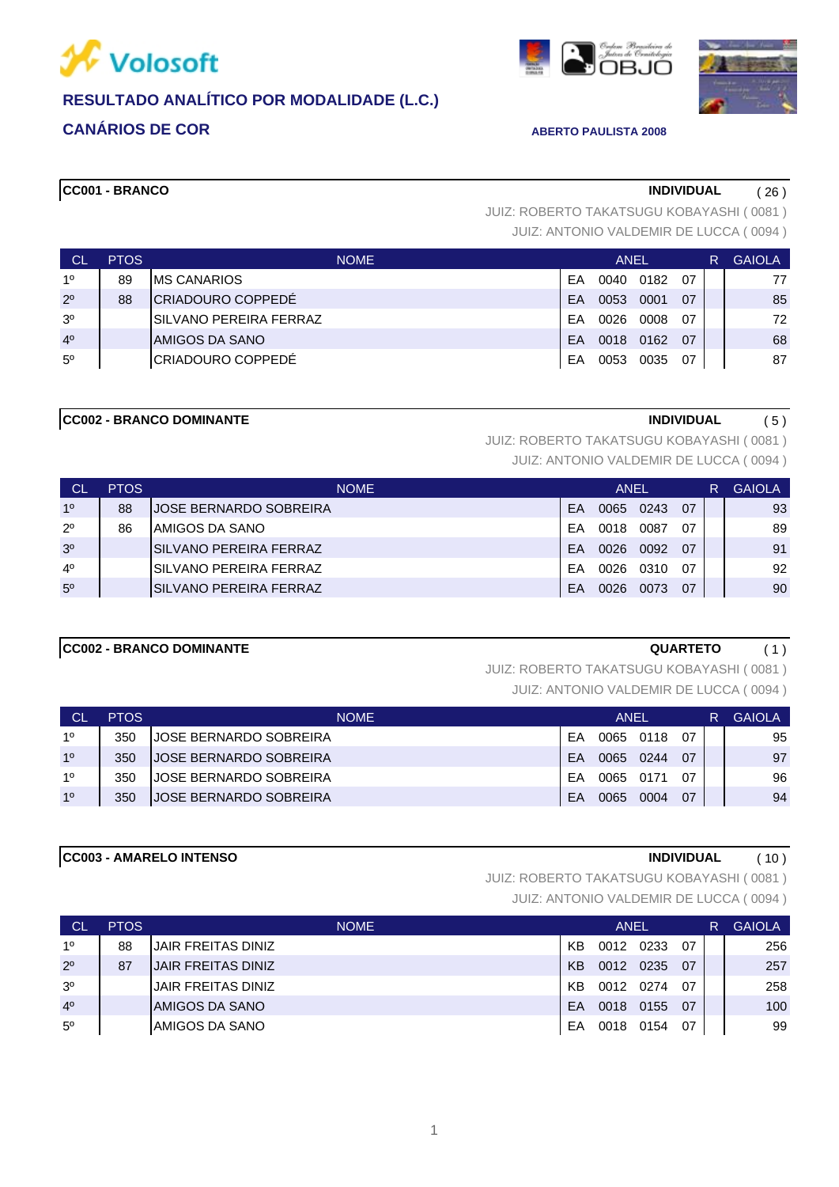Volosoft

## RESULTADO ANALÍTICO POR MODALIDADE (L.C.)

## CANÁRIOS DE COR

**ABERTO PAULISTA 2008**

### CC001 - BRANCO — INDIVIDUAL ( 26 )

JUIZ: ROBERTO TAKATSUGU KOBAYASHI ( 0081 )
JUIZ: ANTONIO VALDEMIR DE LUCCA ( 0094 )

| CL | PTOS | NOME | ANEL | | | | R | GAIOLA |
|---|---|---|---|---|---|---|---|---|
| 1º | 89 | MS CANARIOS | EA | 0040 | 0182 | 07 | | 77 |
| 2º | 88 | CRIADOURO COPPEDÉ | EA | 0053 | 0001 | 07 | | 85 |
| 3º | | SILVANO PEREIRA FERRAZ | EA | 0026 | 0008 | 07 | | 72 |
| 4º | | AMIGOS DA SANO | EA | 0018 | 0162 | 07 | | 68 |
| 5º | | CRIADOURO COPPEDÉ | EA | 0053 | 0035 | 07 | | 87 |

### CC002 - BRANCO DOMINANTE — INDIVIDUAL ( 5 )

JUIZ: ROBERTO TAKATSUGU KOBAYASHI ( 0081 )
JUIZ: ANTONIO VALDEMIR DE LUCCA ( 0094 )

| CL | PTOS | NOME | ANEL | | | | R | GAIOLA |
|---|---|---|---|---|---|---|---|---|
| 1º | 88 | JOSE BERNARDO SOBREIRA | EA | 0065 | 0243 | 07 | | 93 |
| 2º | 86 | AMIGOS DA SANO | EA | 0018 | 0087 | 07 | | 89 |
| 3º | | SILVANO PEREIRA FERRAZ | EA | 0026 | 0092 | 07 | | 91 |
| 4º | | SILVANO PEREIRA FERRAZ | EA | 0026 | 0310 | 07 | | 92 |
| 5º | | SILVANO PEREIRA FERRAZ | EA | 0026 | 0073 | 07 | | 90 |

### CC002 - BRANCO DOMINANTE — QUARTETO ( 1 )

JUIZ: ROBERTO TAKATSUGU KOBAYASHI ( 0081 )
JUIZ: ANTONIO VALDEMIR DE LUCCA ( 0094 )

| CL | PTOS | NOME | ANEL | | | | R | GAIOLA |
|---|---|---|---|---|---|---|---|---|
| 1º | 350 | JOSE BERNARDO SOBREIRA | EA | 0065 | 0118 | 07 | | 95 |
| 1º | 350 | JOSE BERNARDO SOBREIRA | EA | 0065 | 0244 | 07 | | 97 |
| 1º | 350 | JOSE BERNARDO SOBREIRA | EA | 0065 | 0171 | 07 | | 96 |
| 1º | 350 | JOSE BERNARDO SOBREIRA | EA | 0065 | 0004 | 07 | | 94 |

### CC003 - AMARELO INTENSO — INDIVIDUAL ( 10 )

JUIZ: ROBERTO TAKATSUGU KOBAYASHI ( 0081 )
JUIZ: ANTONIO VALDEMIR DE LUCCA ( 0094 )

| CL | PTOS | NOME | ANEL | | | | R | GAIOLA |
|---|---|---|---|---|---|---|---|---|
| 1º | 88 | JAIR FREITAS DINIZ | KB | 0012 | 0233 | 07 | | 256 |
| 2º | 87 | JAIR FREITAS DINIZ | KB | 0012 | 0235 | 07 | | 257 |
| 3º | | JAIR FREITAS DINIZ | KB | 0012 | 0274 | 07 | | 258 |
| 4º | | AMIGOS DA SANO | EA | 0018 | 0155 | 07 | | 100 |
| 5º | | AMIGOS DA SANO | EA | 0018 | 0154 | 07 | | 99 |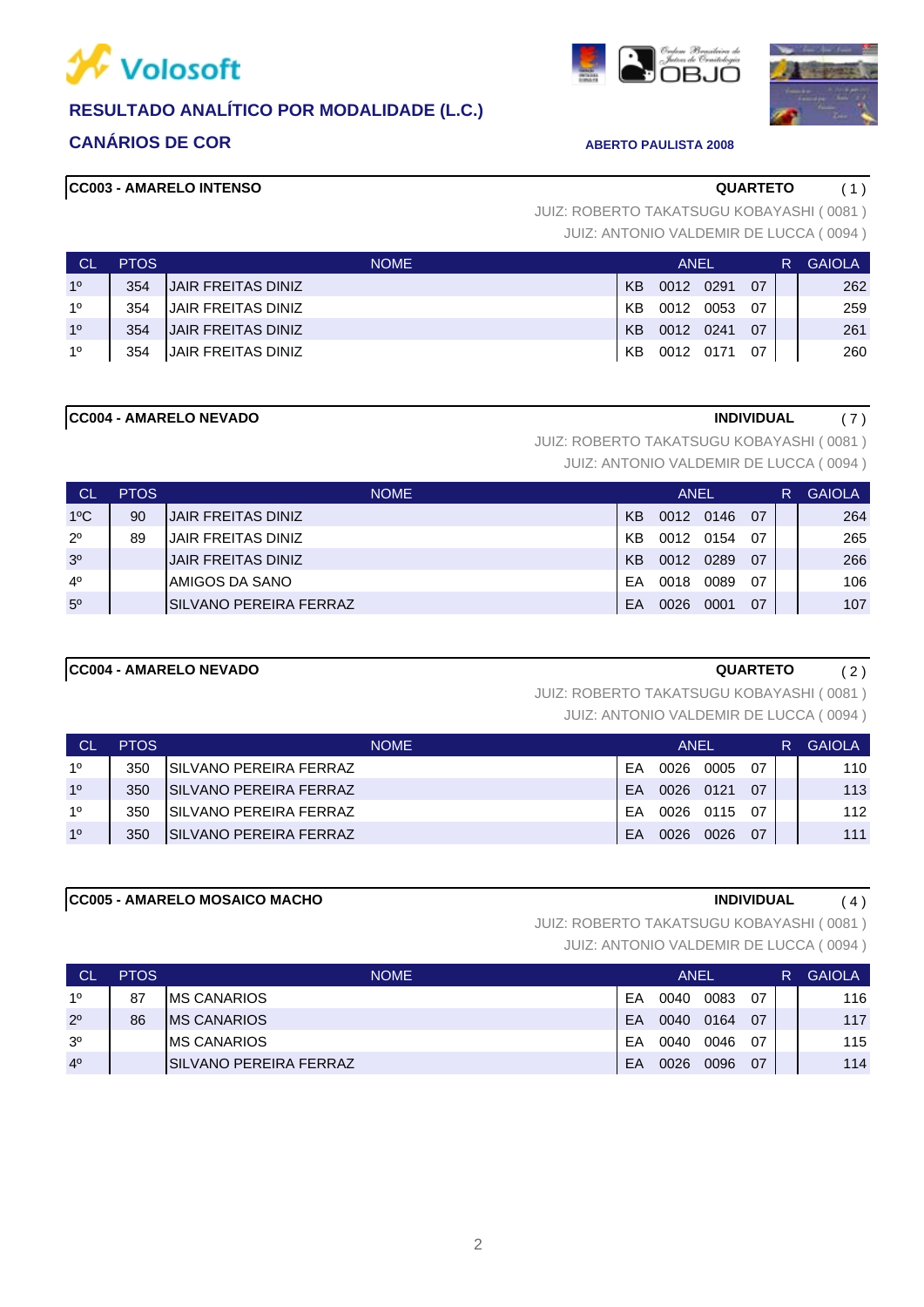Volosoft

## RESULTADO ANALÍTICO POR MODALIDADE (L.C.)

### CANÁRIOS DE COR

**ABERTO PAULISTA 2008**

**CC003 - AMARELO INTENSO** — **QUARTETO** ( 1 )

JUIZ: ROBERTO TAKATSUGU KOBAYASHI ( 0081 )
JUIZ: ANTONIO VALDEMIR DE LUCCA ( 0094 )

| CL | PTOS | NOME | ANEL | | | | R | GAIOLA |
|---|---|---|---|---|---|---|---|---|
| 1º | 354 | JAIR FREITAS DINIZ | KB | 0012 | 0291 | 07 | | 262 |
| 1º | 354 | JAIR FREITAS DINIZ | KB | 0012 | 0053 | 07 | | 259 |
| 1º | 354 | JAIR FREITAS DINIZ | KB | 0012 | 0241 | 07 | | 261 |
| 1º | 354 | JAIR FREITAS DINIZ | KB | 0012 | 0171 | 07 | | 260 |

**CC004 - AMARELO NEVADO** — **INDIVIDUAL** ( 7 )

JUIZ: ROBERTO TAKATSUGU KOBAYASHI ( 0081 )
JUIZ: ANTONIO VALDEMIR DE LUCCA ( 0094 )

| CL | PTOS | NOME | ANEL | | | | R | GAIOLA |
|---|---|---|---|---|---|---|---|---|
| 1ºC | 90 | JAIR FREITAS DINIZ | KB | 0012 | 0146 | 07 | | 264 |
| 2º | 89 | JAIR FREITAS DINIZ | KB | 0012 | 0154 | 07 | | 265 |
| 3º | | JAIR FREITAS DINIZ | KB | 0012 | 0289 | 07 | | 266 |
| 4º | | AMIGOS DA SANO | EA | 0018 | 0089 | 07 | | 106 |
| 5º | | SILVANO PEREIRA FERRAZ | EA | 0026 | 0001 | 07 | | 107 |

**CC004 - AMARELO NEVADO** — **QUARTETO** ( 2 )

JUIZ: ROBERTO TAKATSUGU KOBAYASHI ( 0081 )
JUIZ: ANTONIO VALDEMIR DE LUCCA ( 0094 )

| CL | PTOS | NOME | ANEL | | | | R | GAIOLA |
|---|---|---|---|---|---|---|---|---|
| 1º | 350 | SILVANO PEREIRA FERRAZ | EA | 0026 | 0005 | 07 | | 110 |
| 1º | 350 | SILVANO PEREIRA FERRAZ | EA | 0026 | 0121 | 07 | | 113 |
| 1º | 350 | SILVANO PEREIRA FERRAZ | EA | 0026 | 0115 | 07 | | 112 |
| 1º | 350 | SILVANO PEREIRA FERRAZ | EA | 0026 | 0026 | 07 | | 111 |

**CC005 - AMARELO MOSAICO MACHO** — **INDIVIDUAL** ( 4 )

JUIZ: ROBERTO TAKATSUGU KOBAYASHI ( 0081 )
JUIZ: ANTONIO VALDEMIR DE LUCCA ( 0094 )

| CL | PTOS | NOME | ANEL | | | | R | GAIOLA |
|---|---|---|---|---|---|---|---|---|
| 1º | 87 | MS CANARIOS | EA | 0040 | 0083 | 07 | | 116 |
| 2º | 86 | MS CANARIOS | EA | 0040 | 0164 | 07 | | 117 |
| 3º | | MS CANARIOS | EA | 0040 | 0046 | 07 | | 115 |
| 4º | | SILVANO PEREIRA FERRAZ | EA | 0026 | 0096 | 07 | | 114 |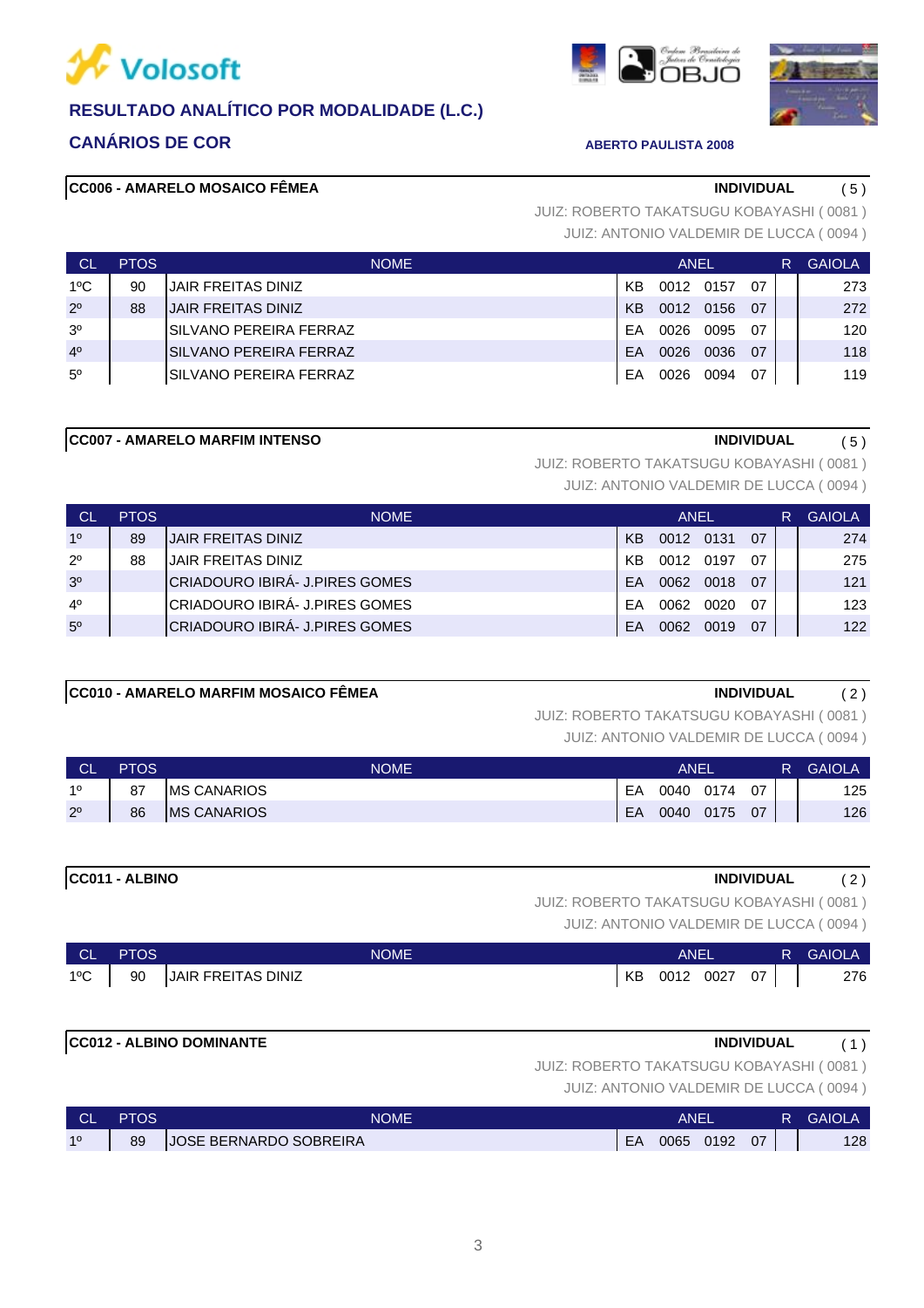## RESULTADO ANALÍTICO POR MODALIDADE (L.C.)

## CANÁRIOS DE COR

**ABERTO PAULISTA 2008**

### CC006 - AMARELO MOSAICO FÊMEA

**INDIVIDUAL** ( 5 )

JUIZ: ROBERTO TAKATSUGU KOBAYASHI ( 0081 )
JUIZ: ANTONIO VALDEMIR DE LUCCA ( 0094 )

| CL | PTOS | NOME | ANEL | | | | R | GAIOLA |
|---|---|---|---|---|---|---|---|---|
| 1ºC | 90 | JAIR FREITAS DINIZ | KB | 0012 | 0157 | 07 | | 273 |
| 2º | 88 | JAIR FREITAS DINIZ | KB | 0012 | 0156 | 07 | | 272 |
| 3º | | SILVANO PEREIRA FERRAZ | EA | 0026 | 0095 | 07 | | 120 |
| 4º | | SILVANO PEREIRA FERRAZ | EA | 0026 | 0036 | 07 | | 118 |
| 5º | | SILVANO PEREIRA FERRAZ | EA | 0026 | 0094 | 07 | | 119 |

### CC007 - AMARELO MARFIM INTENSO

**INDIVIDUAL** ( 5 )

JUIZ: ROBERTO TAKATSUGU KOBAYASHI ( 0081 )
JUIZ: ANTONIO VALDEMIR DE LUCCA ( 0094 )

| CL | PTOS | NOME | ANEL | | | | R | GAIOLA |
|---|---|---|---|---|---|---|---|---|
| 1º | 89 | JAIR FREITAS DINIZ | KB | 0012 | 0131 | 07 | | 274 |
| 2º | 88 | JAIR FREITAS DINIZ | KB | 0012 | 0197 | 07 | | 275 |
| 3º | | CRIADOURO IBIRÁ- J.PIRES GOMES | EA | 0062 | 0018 | 07 | | 121 |
| 4º | | CRIADOURO IBIRÁ- J.PIRES GOMES | EA | 0062 | 0020 | 07 | | 123 |
| 5º | | CRIADOURO IBIRÁ- J.PIRES GOMES | EA | 0062 | 0019 | 07 | | 122 |

### CC010 - AMARELO MARFIM MOSAICO FÊMEA

**INDIVIDUAL** ( 2 )

JUIZ: ROBERTO TAKATSUGU KOBAYASHI ( 0081 )
JUIZ: ANTONIO VALDEMIR DE LUCCA ( 0094 )

| CL | PTOS | NOME | ANEL | | | | R | GAIOLA |
|---|---|---|---|---|---|---|---|---|
| 1º | 87 | MS CANARIOS | EA | 0040 | 0174 | 07 | | 125 |
| 2º | 86 | MS CANARIOS | EA | 0040 | 0175 | 07 | | 126 |

### CC011 - ALBINO

**INDIVIDUAL** ( 2 )

JUIZ: ROBERTO TAKATSUGU KOBAYASHI ( 0081 )
JUIZ: ANTONIO VALDEMIR DE LUCCA ( 0094 )

| CL | PTOS | NOME | ANEL | | | | R | GAIOLA |
|---|---|---|---|---|---|---|---|---|
| 1ºC | 90 | JAIR FREITAS DINIZ | KB | 0012 | 0027 | 07 | | 276 |

### CC012 - ALBINO DOMINANTE

**INDIVIDUAL** ( 1 )

JUIZ: ROBERTO TAKATSUGU KOBAYASHI ( 0081 )
JUIZ: ANTONIO VALDEMIR DE LUCCA ( 0094 )

| CL | PTOS | NOME | ANEL | | | | R | GAIOLA |
|---|---|---|---|---|---|---|---|---|
| 1º | 89 | JOSE BERNARDO SOBREIRA | EA | 0065 | 0192 | 07 | | 128 |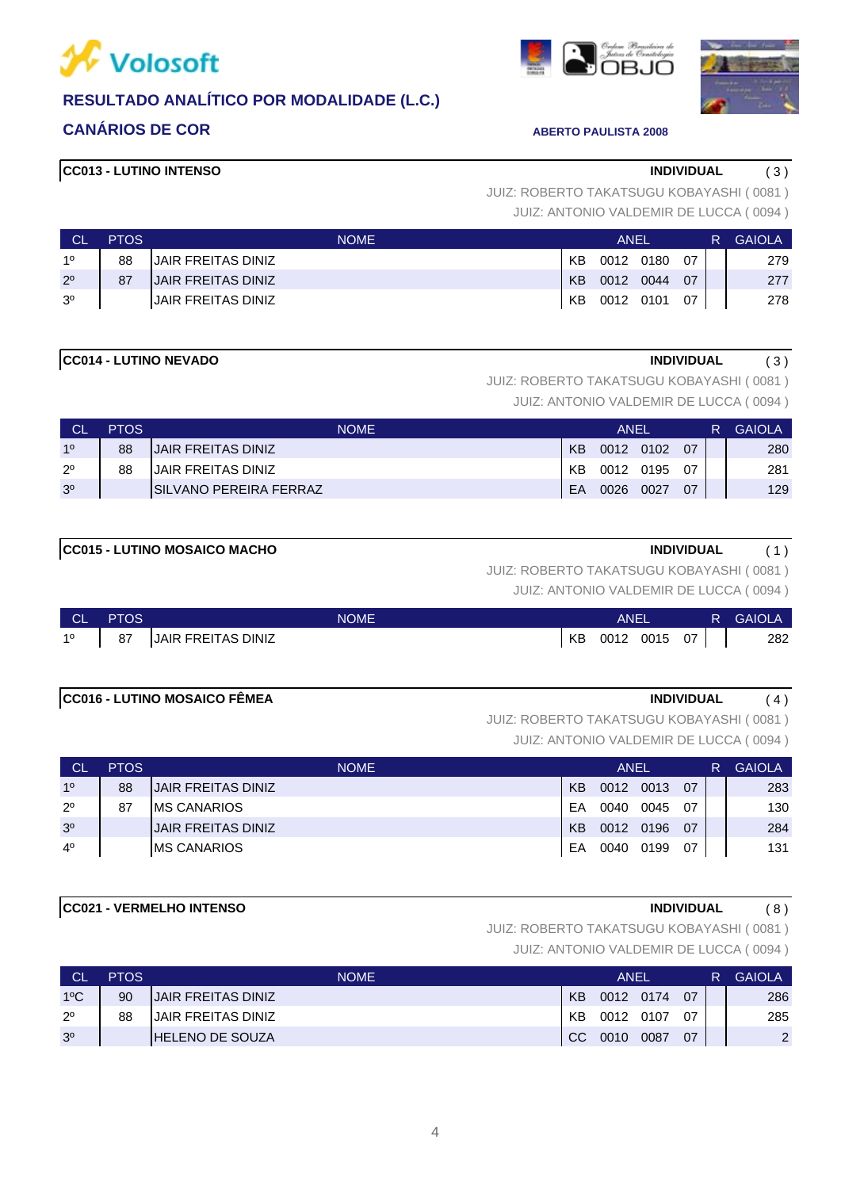## RESULTADO ANALÍTICO POR MODALIDADE (L.C.)

## CANÁRIOS DE COR

**ABERTO PAULISTA 2008**

### CC013 - LUTINO INTENSO

**INDIVIDUAL** ( 3 )

JUIZ: ROBERTO TAKATSUGU KOBAYASHI ( 0081 )
JUIZ: ANTONIO VALDEMIR DE LUCCA ( 0094 )

| CL | PTOS | NOME | ANEL | | | | R | GAIOLA |
|---|---|---|---|---|---|---|---|---|
| 1º | 88 | JAIR FREITAS DINIZ | KB | 0012 | 0180 | 07 | | 279 |
| 2º | 87 | JAIR FREITAS DINIZ | KB | 0012 | 0044 | 07 | | 277 |
| 3º | | JAIR FREITAS DINIZ | KB | 0012 | 0101 | 07 | | 278 |

### CC014 - LUTINO NEVADO

**INDIVIDUAL** ( 3 )

JUIZ: ROBERTO TAKATSUGU KOBAYASHI ( 0081 )
JUIZ: ANTONIO VALDEMIR DE LUCCA ( 0094 )

| CL | PTOS | NOME | ANEL | | | | R | GAIOLA |
|---|---|---|---|---|---|---|---|---|
| 1º | 88 | JAIR FREITAS DINIZ | KB | 0012 | 0102 | 07 | | 280 |
| 2º | 88 | JAIR FREITAS DINIZ | KB | 0012 | 0195 | 07 | | 281 |
| 3º | | SILVANO PEREIRA FERRAZ | EA | 0026 | 0027 | 07 | | 129 |

### CC015 - LUTINO MOSAICO MACHO

**INDIVIDUAL** ( 1 )

JUIZ: ROBERTO TAKATSUGU KOBAYASHI ( 0081 )
JUIZ: ANTONIO VALDEMIR DE LUCCA ( 0094 )

| CL | PTOS | NOME | ANEL | | | | R | GAIOLA |
|---|---|---|---|---|---|---|---|---|
| 1º | 87 | JAIR FREITAS DINIZ | KB | 0012 | 0015 | 07 | | 282 |

### CC016 - LUTINO MOSAICO FÊMEA

**INDIVIDUAL** ( 4 )

JUIZ: ROBERTO TAKATSUGU KOBAYASHI ( 0081 )
JUIZ: ANTONIO VALDEMIR DE LUCCA ( 0094 )

| CL | PTOS | NOME | ANEL | | | | R | GAIOLA |
|---|---|---|---|---|---|---|---|---|
| 1º | 88 | JAIR FREITAS DINIZ | KB | 0012 | 0013 | 07 | | 283 |
| 2º | 87 | MS CANARIOS | EA | 0040 | 0045 | 07 | | 130 |
| 3º | | JAIR FREITAS DINIZ | KB | 0012 | 0196 | 07 | | 284 |
| 4º | | MS CANARIOS | EA | 0040 | 0199 | 07 | | 131 |

### CC021 - VERMELHO INTENSO

**INDIVIDUAL** ( 8 )

JUIZ: ROBERTO TAKATSUGU KOBAYASHI ( 0081 )
JUIZ: ANTONIO VALDEMIR DE LUCCA ( 0094 )

| CL | PTOS | NOME | ANEL | | | | R | GAIOLA |
|---|---|---|---|---|---|---|---|---|
| 1ºC | 90 | JAIR FREITAS DINIZ | KB | 0012 | 0174 | 07 | | 286 |
| 2º | 88 | JAIR FREITAS DINIZ | KB | 0012 | 0107 | 07 | | 285 |
| 3º | | HELENO DE SOUZA | CC | 0010 | 0087 | 07 | | 2 |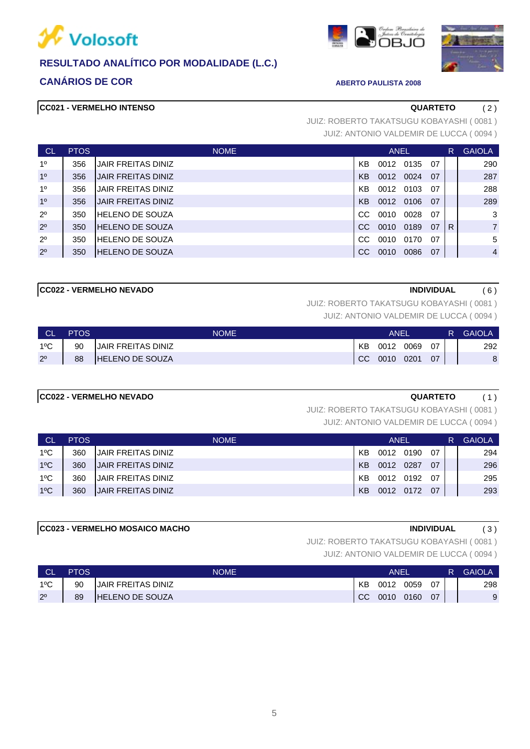Volosoft

## RESULTADO ANALÍTICO POR MODALIDADE (L.C.)

### CANÁRIOS DE COR

ABERTO PAULISTA 2008

**CC021 - VERMELHO INTENSO** — **QUARTETO** ( 2 )

JUIZ: ROBERTO TAKATSUGU KOBAYASHI ( 0081 )
JUIZ: ANTONIO VALDEMIR DE LUCCA ( 0094 )

| CL | PTOS | NOME | ANEL | | | | R | GAIOLA |
|---|---|---|---|---|---|---|---|---|
| 1º | 356 | JAIR FREITAS DINIZ | KB | 0012 | 0135 | 07 | | 290 |
| 1º | 356 | JAIR FREITAS DINIZ | KB | 0012 | 0024 | 07 | | 287 |
| 1º | 356 | JAIR FREITAS DINIZ | KB | 0012 | 0103 | 07 | | 288 |
| 1º | 356 | JAIR FREITAS DINIZ | KB | 0012 | 0106 | 07 | | 289 |
| 2º | 350 | HELENO DE SOUZA | CC | 0010 | 0028 | 07 | | 3 |
| 2º | 350 | HELENO DE SOUZA | CC | 0010 | 0189 | 07 | R | 7 |
| 2º | 350 | HELENO DE SOUZA | CC | 0010 | 0170 | 07 | | 5 |
| 2º | 350 | HELENO DE SOUZA | CC | 0010 | 0086 | 07 | | 4 |

**CC022 - VERMELHO NEVADO** — **INDIVIDUAL** ( 6 )

JUIZ: ROBERTO TAKATSUGU KOBAYASHI ( 0081 )
JUIZ: ANTONIO VALDEMIR DE LUCCA ( 0094 )

| CL | PTOS | NOME | ANEL | | | | R | GAIOLA |
|---|---|---|---|---|---|---|---|---|
| 1ºC | 90 | JAIR FREITAS DINIZ | KB | 0012 | 0069 | 07 | | 292 |
| 2º | 88 | HELENO DE SOUZA | CC | 0010 | 0201 | 07 | | 8 |

**CC022 - VERMELHO NEVADO** — **QUARTETO** ( 1 )

JUIZ: ROBERTO TAKATSUGU KOBAYASHI ( 0081 )
JUIZ: ANTONIO VALDEMIR DE LUCCA ( 0094 )

| CL | PTOS | NOME | ANEL | | | | R | GAIOLA |
|---|---|---|---|---|---|---|---|---|
| 1ºC | 360 | JAIR FREITAS DINIZ | KB | 0012 | 0190 | 07 | | 294 |
| 1ºC | 360 | JAIR FREITAS DINIZ | KB | 0012 | 0287 | 07 | | 296 |
| 1ºC | 360 | JAIR FREITAS DINIZ | KB | 0012 | 0192 | 07 | | 295 |
| 1ºC | 360 | JAIR FREITAS DINIZ | KB | 0012 | 0172 | 07 | | 293 |

**CC023 - VERMELHO MOSAICO MACHO** — **INDIVIDUAL** ( 3 )

JUIZ: ROBERTO TAKATSUGU KOBAYASHI ( 0081 )
JUIZ: ANTONIO VALDEMIR DE LUCCA ( 0094 )

| CL | PTOS | NOME | ANEL | | | | R | GAIOLA |
|---|---|---|---|---|---|---|---|---|
| 1ºC | 90 | JAIR FREITAS DINIZ | KB | 0012 | 0059 | 07 | | 298 |
| 2º | 89 | HELENO DE SOUZA | CC | 0010 | 0160 | 07 | | 9 |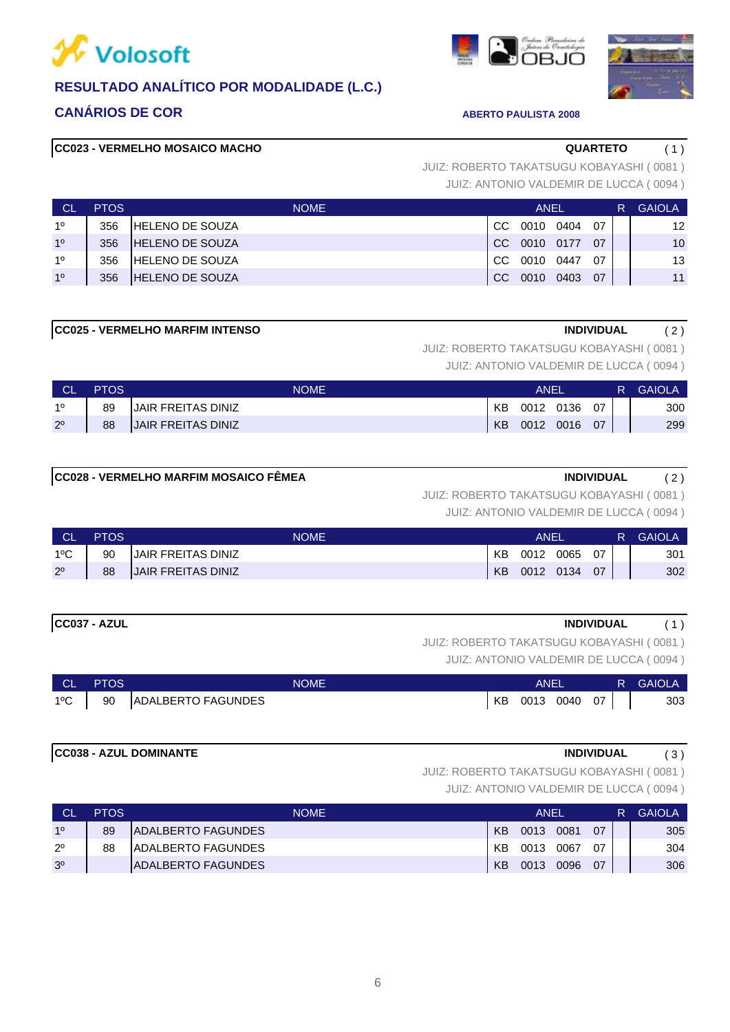# RESULTADO ANALÍTICO POR MODALIDADE (L.C.)

## CANÁRIOS DE COR

**ABERTO PAULISTA 2008**

### CC023 - VERMELHO MOSAICO MACHO

**QUARTETO** ( 1 )

JUIZ: ROBERTO TAKATSUGU KOBAYASHI ( 0081 )
JUIZ: ANTONIO VALDEMIR DE LUCCA ( 0094 )

| CL | PTOS | NOME | ANEL | | | | R | GAIOLA |
|---|---|---|---|---|---|---|---|---|
| 1º | 356 | HELENO DE SOUZA | CC | 0010 | 0404 | 07 | | 12 |
| 1º | 356 | HELENO DE SOUZA | CC | 0010 | 0177 | 07 | | 10 |
| 1º | 356 | HELENO DE SOUZA | CC | 0010 | 0447 | 07 | | 13 |
| 1º | 356 | HELENO DE SOUZA | CC | 0010 | 0403 | 07 | | 11 |

### CC025 - VERMELHO MARFIM INTENSO

**INDIVIDUAL** ( 2 )

JUIZ: ROBERTO TAKATSUGU KOBAYASHI ( 0081 )
JUIZ: ANTONIO VALDEMIR DE LUCCA ( 0094 )

| CL | PTOS | NOME | ANEL | | | | R | GAIOLA |
|---|---|---|---|---|---|---|---|---|
| 1º | 89 | JAIR FREITAS DINIZ | KB | 0012 | 0136 | 07 | | 300 |
| 2º | 88 | JAIR FREITAS DINIZ | KB | 0012 | 0016 | 07 | | 299 |

### CC028 - VERMELHO MARFIM MOSAICO FÊMEA

**INDIVIDUAL** ( 2 )

JUIZ: ROBERTO TAKATSUGU KOBAYASHI ( 0081 )
JUIZ: ANTONIO VALDEMIR DE LUCCA ( 0094 )

| CL | PTOS | NOME | ANEL | | | | R | GAIOLA |
|---|---|---|---|---|---|---|---|---|
| 1ºC | 90 | JAIR FREITAS DINIZ | KB | 0012 | 0065 | 07 | | 301 |
| 2º | 88 | JAIR FREITAS DINIZ | KB | 0012 | 0134 | 07 | | 302 |

### CC037 - AZUL

**INDIVIDUAL** ( 1 )

JUIZ: ROBERTO TAKATSUGU KOBAYASHI ( 0081 )
JUIZ: ANTONIO VALDEMIR DE LUCCA ( 0094 )

| CL | PTOS | NOME | ANEL | | | | R | GAIOLA |
|---|---|---|---|---|---|---|---|---|
| 1ºC | 90 | ADALBERTO FAGUNDES | KB | 0013 | 0040 | 07 | | 303 |

### CC038 - AZUL DOMINANTE

**INDIVIDUAL** ( 3 )

JUIZ: ROBERTO TAKATSUGU KOBAYASHI ( 0081 )
JUIZ: ANTONIO VALDEMIR DE LUCCA ( 0094 )

| CL | PTOS | NOME | ANEL | | | | R | GAIOLA |
|---|---|---|---|---|---|---|---|---|
| 1º | 89 | ADALBERTO FAGUNDES | KB | 0013 | 0081 | 07 | | 305 |
| 2º | 88 | ADALBERTO FAGUNDES | KB | 0013 | 0067 | 07 | | 304 |
| 3º | | ADALBERTO FAGUNDES | KB | 0013 | 0096 | 07 | | 306 |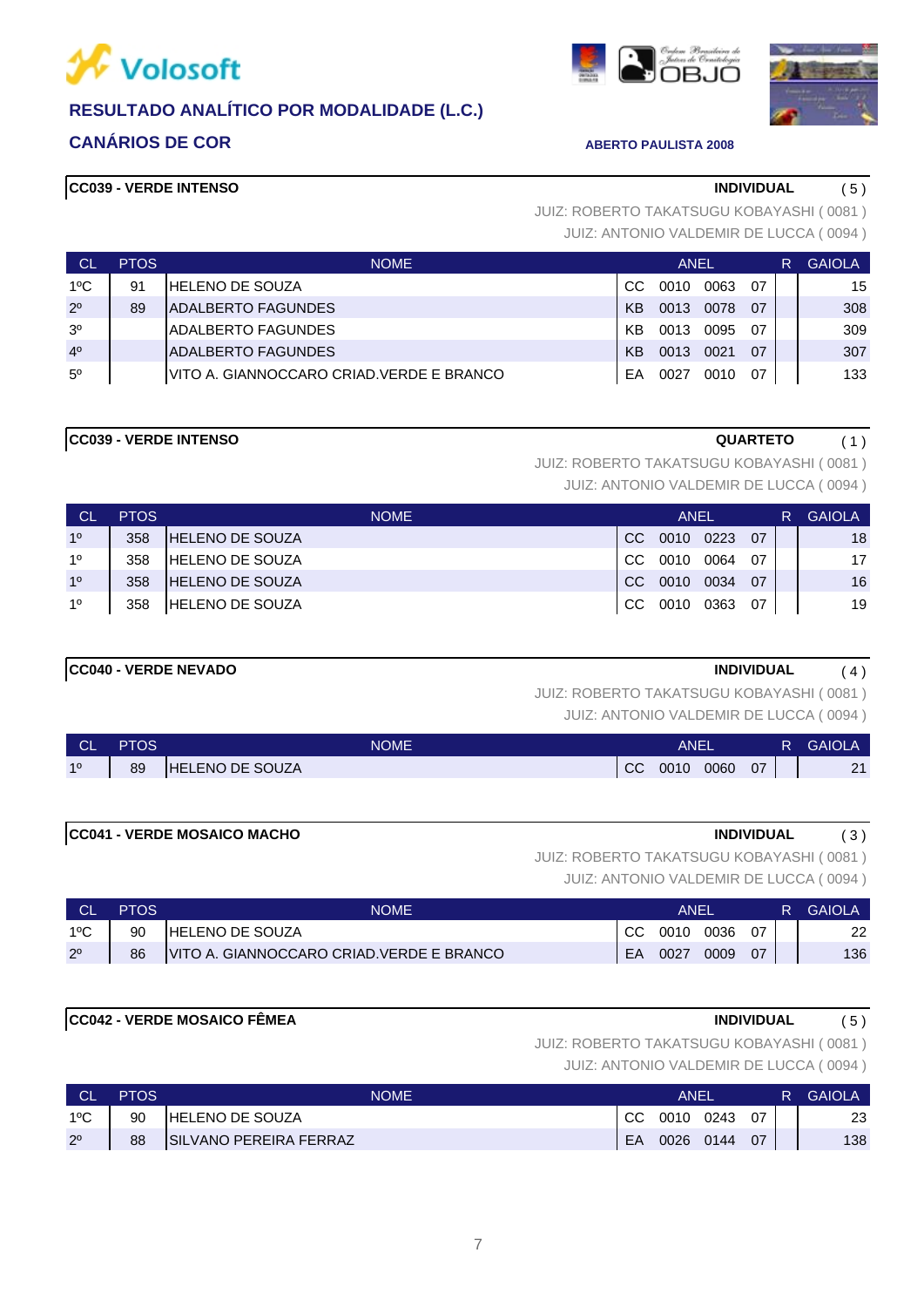**RESULTADO ANALÍTICO POR MODALIDADE (L.C.)**

**CANÁRIOS DE COR**

**ABERTO PAULISTA 2008**

### CC039 - VERDE INTENSO — INDIVIDUAL ( 5 )

JUIZ: ROBERTO TAKATSUGU KOBAYASHI ( 0081 )
JUIZ: ANTONIO VALDEMIR DE LUCCA ( 0094 )

| CL | PTOS | NOME | ANEL | | | | R | GAIOLA |
|---|---|---|---|---|---|---|---|---|
| 1ºC | 91 | HELENO DE SOUZA | CC | 0010 | 0063 | 07 | | 15 |
| 2º | 89 | ADALBERTO FAGUNDES | KB | 0013 | 0078 | 07 | | 308 |
| 3º | | ADALBERTO FAGUNDES | KB | 0013 | 0095 | 07 | | 309 |
| 4º | | ADALBERTO FAGUNDES | KB | 0013 | 0021 | 07 | | 307 |
| 5º | | VITO A. GIANNOCCARO CRIAD.VERDE E BRANCO | EA | 0027 | 0010 | 07 | | 133 |

### CC039 - VERDE INTENSO — QUARTETO ( 1 )

JUIZ: ROBERTO TAKATSUGU KOBAYASHI ( 0081 )
JUIZ: ANTONIO VALDEMIR DE LUCCA ( 0094 )

| CL | PTOS | NOME | ANEL | | | | R | GAIOLA |
|---|---|---|---|---|---|---|---|---|
| 1º | 358 | HELENO DE SOUZA | CC | 0010 | 0223 | 07 | | 18 |
| 1º | 358 | HELENO DE SOUZA | CC | 0010 | 0064 | 07 | | 17 |
| 1º | 358 | HELENO DE SOUZA | CC | 0010 | 0034 | 07 | | 16 |
| 1º | 358 | HELENO DE SOUZA | CC | 0010 | 0363 | 07 | | 19 |

### CC040 - VERDE NEVADO — INDIVIDUAL ( 4 )

JUIZ: ROBERTO TAKATSUGU KOBAYASHI ( 0081 )
JUIZ: ANTONIO VALDEMIR DE LUCCA ( 0094 )

| CL | PTOS | NOME | ANEL | | | | R | GAIOLA |
|---|---|---|---|---|---|---|---|---|
| 1º | 89 | HELENO DE SOUZA | CC | 0010 | 0060 | 07 | | 21 |

### CC041 - VERDE MOSAICO MACHO — INDIVIDUAL ( 3 )

JUIZ: ROBERTO TAKATSUGU KOBAYASHI ( 0081 )
JUIZ: ANTONIO VALDEMIR DE LUCCA ( 0094 )

| CL | PTOS | NOME | ANEL | | | | R | GAIOLA |
|---|---|---|---|---|---|---|---|---|
| 1ºC | 90 | HELENO DE SOUZA | CC | 0010 | 0036 | 07 | | 22 |
| 2º | 86 | VITO A. GIANNOCCARO CRIAD.VERDE E BRANCO | EA | 0027 | 0009 | 07 | | 136 |

### CC042 - VERDE MOSAICO FÊMEA — INDIVIDUAL ( 5 )

JUIZ: ROBERTO TAKATSUGU KOBAYASHI ( 0081 )
JUIZ: ANTONIO VALDEMIR DE LUCCA ( 0094 )

| CL | PTOS | NOME | ANEL | | | | R | GAIOLA |
|---|---|---|---|---|---|---|---|---|
| 1ºC | 90 | HELENO DE SOUZA | CC | 0010 | 0243 | 07 | | 23 |
| 2º | 88 | SILVANO PEREIRA FERRAZ | EA | 0026 | 0144 | 07 | | 138 |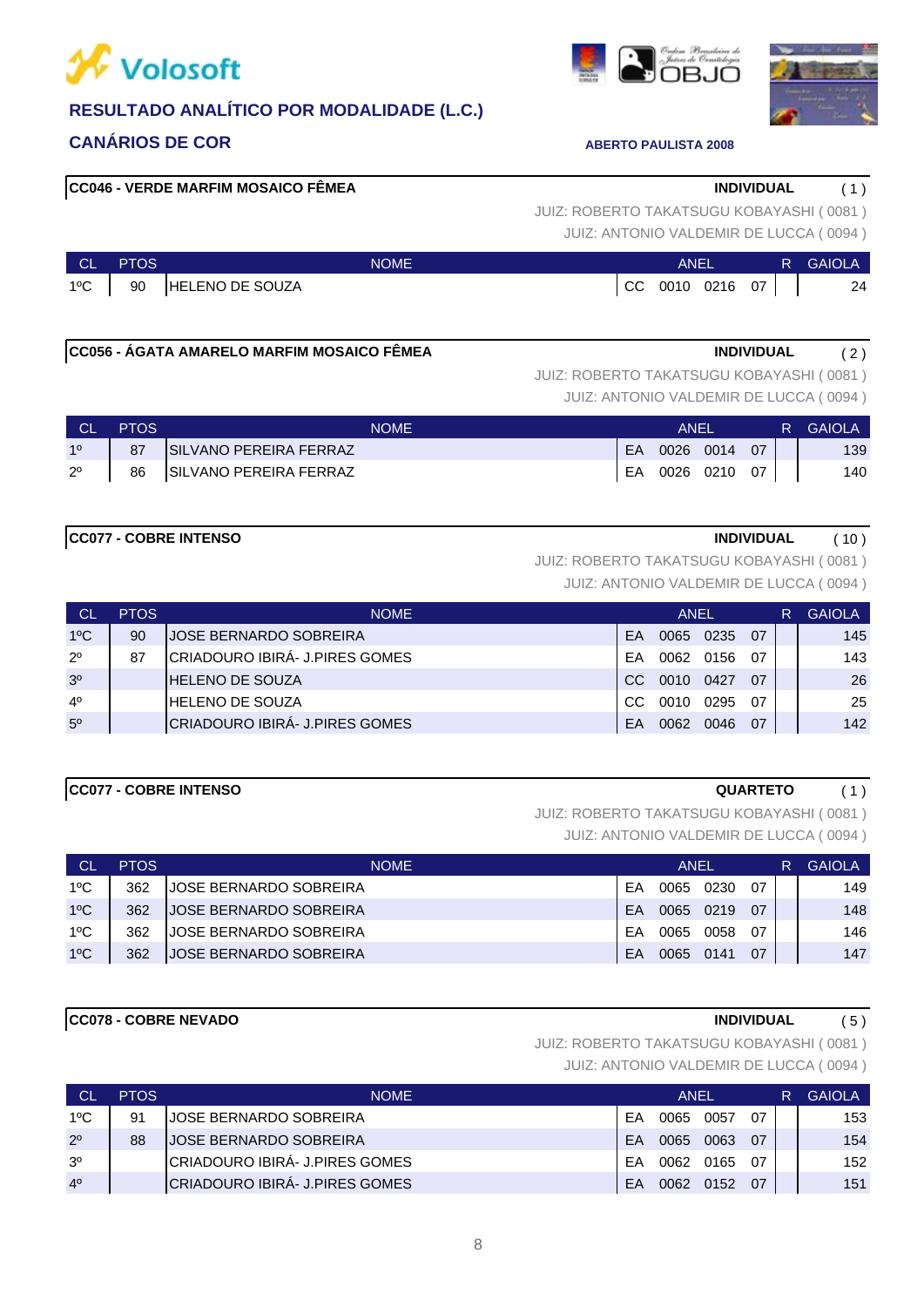Volosoft

## RESULTADO ANALÍTICO POR MODALIDADE (L.C.)

## CANÁRIOS DE COR

**ABERTO PAULISTA 2008**

### CC046 - VERDE MARFIM MOSAICO FÊMEA

**INDIVIDUAL** ( 1 )

JUIZ: ROBERTO TAKATSUGU KOBAYASHI ( 0081 )
JUIZ: ANTONIO VALDEMIR DE LUCCA ( 0094 )

| CL | PTOS | NOME | ANEL | | | | R | GAIOLA |
|---|---|---|---|---|---|---|---|---|
| 1ºC | 90 | HELENO DE SOUZA | CC | 0010 | 0216 | 07 | | 24 |

### CC056 - ÁGATA AMARELO MARFIM MOSAICO FÊMEA

**INDIVIDUAL** ( 2 )

JUIZ: ROBERTO TAKATSUGU KOBAYASHI ( 0081 )
JUIZ: ANTONIO VALDEMIR DE LUCCA ( 0094 )

| CL | PTOS | NOME | ANEL | | | | R | GAIOLA |
|---|---|---|---|---|---|---|---|---|
| 1º | 87 | SILVANO PEREIRA FERRAZ | EA | 0026 | 0014 | 07 | | 139 |
| 2º | 86 | SILVANO PEREIRA FERRAZ | EA | 0026 | 0210 | 07 | | 140 |

### CC077 - COBRE INTENSO

**INDIVIDUAL** ( 10 )

JUIZ: ROBERTO TAKATSUGU KOBAYASHI ( 0081 )
JUIZ: ANTONIO VALDEMIR DE LUCCA ( 0094 )

| CL | PTOS | NOME | ANEL | | | | R | GAIOLA |
|---|---|---|---|---|---|---|---|---|
| 1ºC | 90 | JOSE BERNARDO SOBREIRA | EA | 0065 | 0235 | 07 | | 145 |
| 2º | 87 | CRIADOURO IBIRÁ- J.PIRES GOMES | EA | 0062 | 0156 | 07 | | 143 |
| 3º | | HELENO DE SOUZA | CC | 0010 | 0427 | 07 | | 26 |
| 4º | | HELENO DE SOUZA | CC | 0010 | 0295 | 07 | | 25 |
| 5º | | CRIADOURO IBIRÁ- J.PIRES GOMES | EA | 0062 | 0046 | 07 | | 142 |

### CC077 - COBRE INTENSO

**QUARTETO** ( 1 )

JUIZ: ROBERTO TAKATSUGU KOBAYASHI ( 0081 )
JUIZ: ANTONIO VALDEMIR DE LUCCA ( 0094 )

| CL | PTOS | NOME | ANEL | | | | R | GAIOLA |
|---|---|---|---|---|---|---|---|---|
| 1ºC | 362 | JOSE BERNARDO SOBREIRA | EA | 0065 | 0230 | 07 | | 149 |
| 1ºC | 362 | JOSE BERNARDO SOBREIRA | EA | 0065 | 0219 | 07 | | 148 |
| 1ºC | 362 | JOSE BERNARDO SOBREIRA | EA | 0065 | 0058 | 07 | | 146 |
| 1ºC | 362 | JOSE BERNARDO SOBREIRA | EA | 0065 | 0141 | 07 | | 147 |

### CC078 - COBRE NEVADO

**INDIVIDUAL** ( 5 )

JUIZ: ROBERTO TAKATSUGU KOBAYASHI ( 0081 )
JUIZ: ANTONIO VALDEMIR DE LUCCA ( 0094 )

| CL | PTOS | NOME | ANEL | | | | R | GAIOLA |
|---|---|---|---|---|---|---|---|---|
| 1ºC | 91 | JOSE BERNARDO SOBREIRA | EA | 0065 | 0057 | 07 | | 153 |
| 2º | 88 | JOSE BERNARDO SOBREIRA | EA | 0065 | 0063 | 07 | | 154 |
| 3º | | CRIADOURO IBIRÁ- J.PIRES GOMES | EA | 0062 | 0165 | 07 | | 152 |
| 4º | | CRIADOURO IBIRÁ- J.PIRES GOMES | EA | 0062 | 0152 | 07 | | 151 |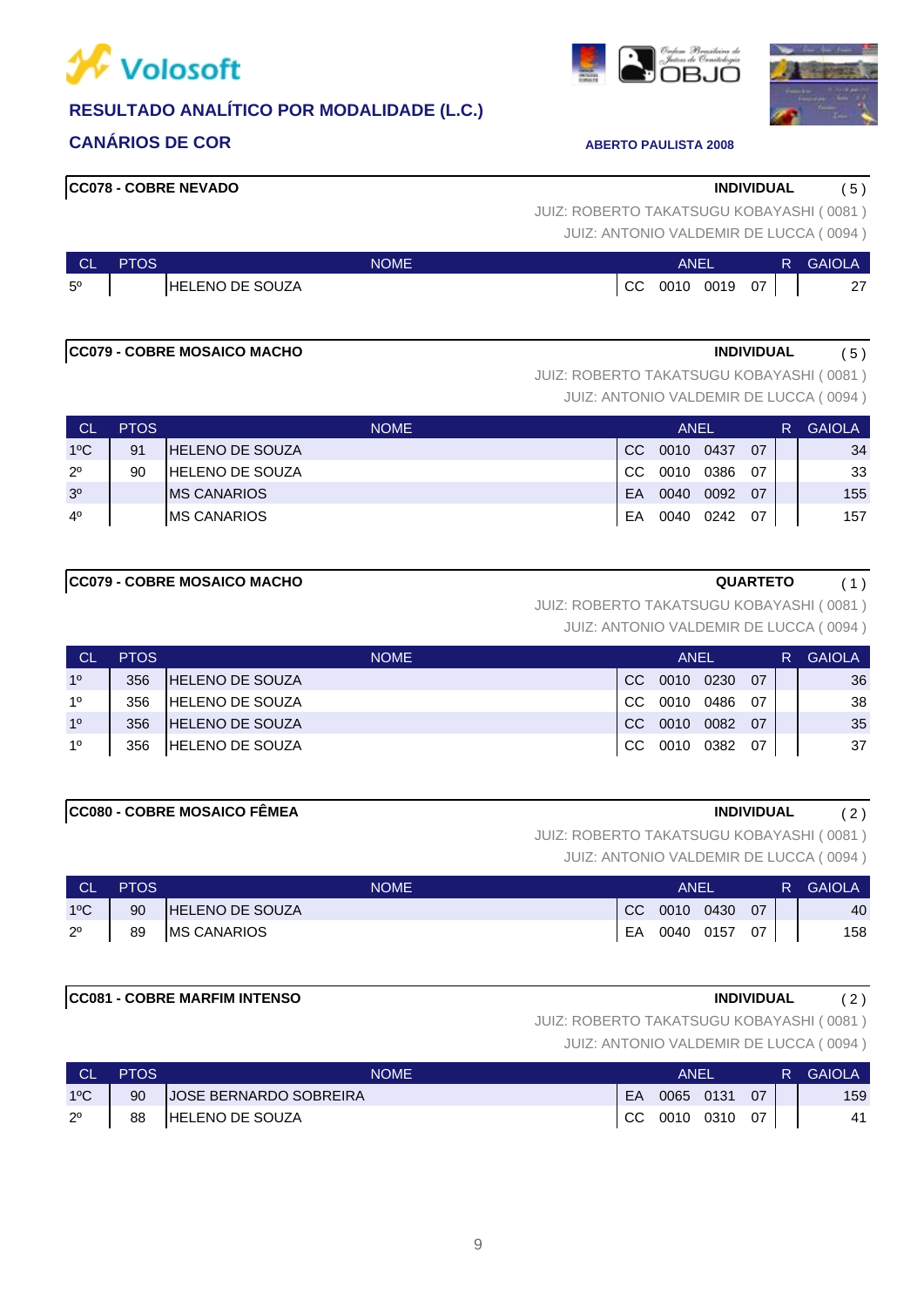**Volosoft**

## RESULTADO ANALÍTICO POR MODALIDADE (L.C.)

### CANÁRIOS DE COR

**ABERTO PAULISTA 2008**

**CC078 - COBRE NEVADO** — **INDIVIDUAL** ( 5 )

JUIZ: ROBERTO TAKATSUGU KOBAYASHI ( 0081 )
JUIZ: ANTONIO VALDEMIR DE LUCCA ( 0094 )

| CL | PTOS | NOME | ANEL | | | | R | GAIOLA |
|---|---|---|---|---|---|---|---|---|
| 5º | | HELENO DE SOUZA | CC | 0010 | 0019 | 07 | | 27 |

**CC079 - COBRE MOSAICO MACHO** — **INDIVIDUAL** ( 5 )

JUIZ: ROBERTO TAKATSUGU KOBAYASHI ( 0081 )
JUIZ: ANTONIO VALDEMIR DE LUCCA ( 0094 )

| CL | PTOS | NOME | ANEL | | | | R | GAIOLA |
|---|---|---|---|---|---|---|---|---|
| 1ºC | 91 | HELENO DE SOUZA | CC | 0010 | 0437 | 07 | | 34 |
| 2º | 90 | HELENO DE SOUZA | CC | 0010 | 0386 | 07 | | 33 |
| 3º | | MS CANARIOS | EA | 0040 | 0092 | 07 | | 155 |
| 4º | | MS CANARIOS | EA | 0040 | 0242 | 07 | | 157 |

**CC079 - COBRE MOSAICO MACHO** — **QUARTETO** ( 1 )

JUIZ: ROBERTO TAKATSUGU KOBAYASHI ( 0081 )
JUIZ: ANTONIO VALDEMIR DE LUCCA ( 0094 )

| CL | PTOS | NOME | ANEL | | | | R | GAIOLA |
|---|---|---|---|---|---|---|---|---|
| 1º | 356 | HELENO DE SOUZA | CC | 0010 | 0230 | 07 | | 36 |
| 1º | 356 | HELENO DE SOUZA | CC | 0010 | 0486 | 07 | | 38 |
| 1º | 356 | HELENO DE SOUZA | CC | 0010 | 0082 | 07 | | 35 |
| 1º | 356 | HELENO DE SOUZA | CC | 0010 | 0382 | 07 | | 37 |

**CC080 - COBRE MOSAICO FÊMEA** — **INDIVIDUAL** ( 2 )

JUIZ: ROBERTO TAKATSUGU KOBAYASHI ( 0081 )
JUIZ: ANTONIO VALDEMIR DE LUCCA ( 0094 )

| CL | PTOS | NOME | ANEL | | | | R | GAIOLA |
|---|---|---|---|---|---|---|---|---|
| 1ºC | 90 | HELENO DE SOUZA | CC | 0010 | 0430 | 07 | | 40 |
| 2º | 89 | MS CANARIOS | EA | 0040 | 0157 | 07 | | 158 |

**CC081 - COBRE MARFIM INTENSO** — **INDIVIDUAL** ( 2 )

JUIZ: ROBERTO TAKATSUGU KOBAYASHI ( 0081 )
JUIZ: ANTONIO VALDEMIR DE LUCCA ( 0094 )

| CL | PTOS | NOME | ANEL | | | | R | GAIOLA |
|---|---|---|---|---|---|---|---|---|
| 1ºC | 90 | JOSE BERNARDO SOBREIRA | EA | 0065 | 0131 | 07 | | 159 |
| 2º | 88 | HELENO DE SOUZA | CC | 0010 | 0310 | 07 | | 41 |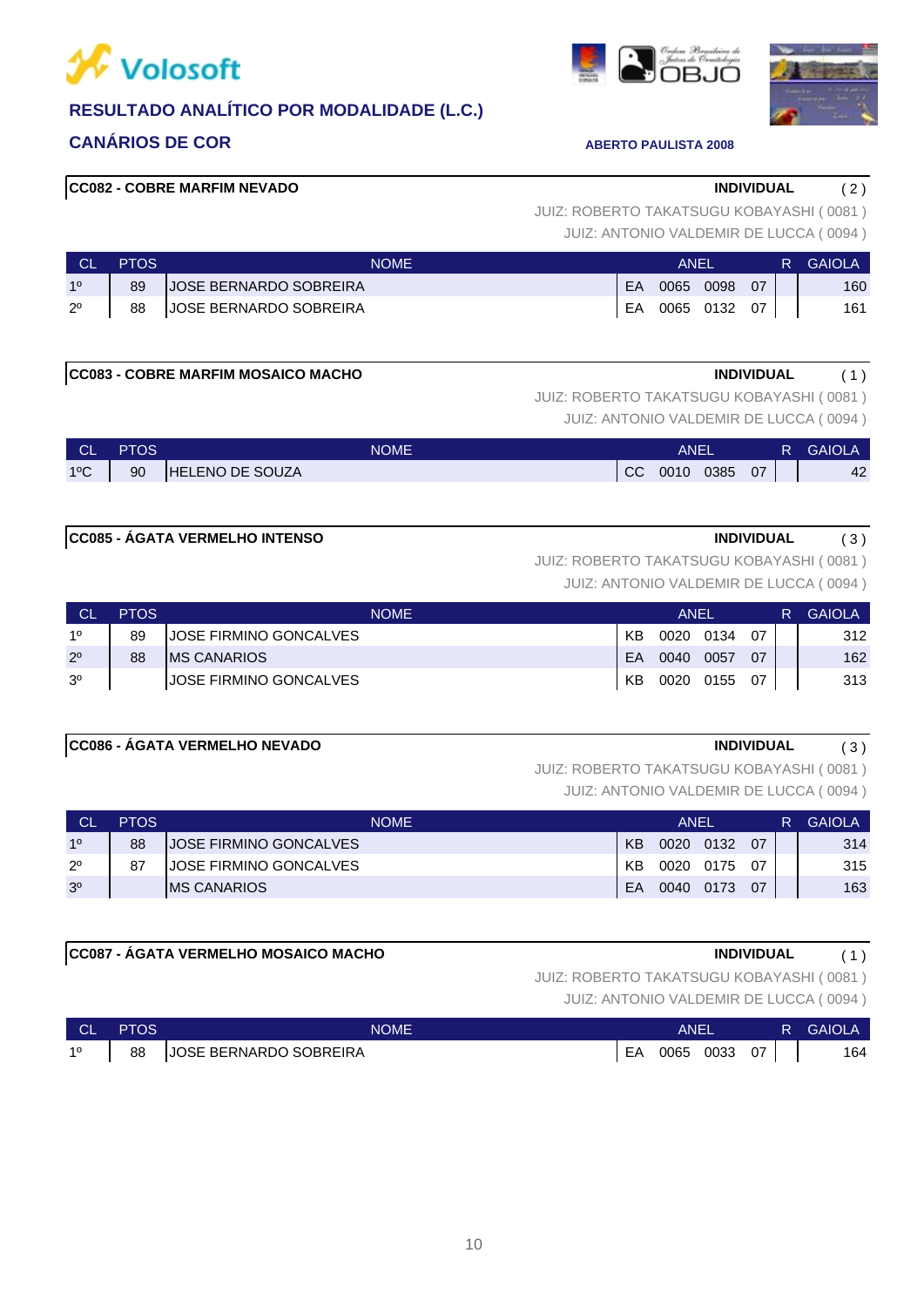# RESULTADO ANALÍTICO POR MODALIDADE (L.C.)

## CANÁRIOS DE COR

**ABERTO PAULISTA 2008**

### CC082 - COBRE MARFIM NEVADO

**INDIVIDUAL** ( 2 )

JUIZ: ROBERTO TAKATSUGU KOBAYASHI ( 0081 )
JUIZ: ANTONIO VALDEMIR DE LUCCA ( 0094 )

| CL | PTOS | NOME | ANEL | | | | R | GAIOLA |
|---|---|---|---|---|---|---|---|---|
| 1º | 89 | JOSE BERNARDO SOBREIRA | EA | 0065 | 0098 | 07 | | 160 |
| 2º | 88 | JOSE BERNARDO SOBREIRA | EA | 0065 | 0132 | 07 | | 161 |

### CC083 - COBRE MARFIM MOSAICO MACHO

**INDIVIDUAL** ( 1 )

JUIZ: ROBERTO TAKATSUGU KOBAYASHI ( 0081 )
JUIZ: ANTONIO VALDEMIR DE LUCCA ( 0094 )

| CL | PTOS | NOME | ANEL | | | | R | GAIOLA |
|---|---|---|---|---|---|---|---|---|
| 1ºC | 90 | HELENO DE SOUZA | CC | 0010 | 0385 | 07 | | 42 |

### CC085 - ÁGATA VERMELHO INTENSO

**INDIVIDUAL** ( 3 )

JUIZ: ROBERTO TAKATSUGU KOBAYASHI ( 0081 )
JUIZ: ANTONIO VALDEMIR DE LUCCA ( 0094 )

| CL | PTOS | NOME | ANEL | | | | R | GAIOLA |
|---|---|---|---|---|---|---|---|---|
| 1º | 89 | JOSE FIRMINO GONCALVES | KB | 0020 | 0134 | 07 | | 312 |
| 2º | 88 | MS CANARIOS | EA | 0040 | 0057 | 07 | | 162 |
| 3º | | JOSE FIRMINO GONCALVES | KB | 0020 | 0155 | 07 | | 313 |

### CC086 - ÁGATA VERMELHO NEVADO

**INDIVIDUAL** ( 3 )

JUIZ: ROBERTO TAKATSUGU KOBAYASHI ( 0081 )
JUIZ: ANTONIO VALDEMIR DE LUCCA ( 0094 )

| CL | PTOS | NOME | ANEL | | | | R | GAIOLA |
|---|---|---|---|---|---|---|---|---|
| 1º | 88 | JOSE FIRMINO GONCALVES | KB | 0020 | 0132 | 07 | | 314 |
| 2º | 87 | JOSE FIRMINO GONCALVES | KB | 0020 | 0175 | 07 | | 315 |
| 3º | | MS CANARIOS | EA | 0040 | 0173 | 07 | | 163 |

### CC087 - ÁGATA VERMELHO MOSAICO MACHO

**INDIVIDUAL** ( 1 )

JUIZ: ROBERTO TAKATSUGU KOBAYASHI ( 0081 )
JUIZ: ANTONIO VALDEMIR DE LUCCA ( 0094 )

| CL | PTOS | NOME | ANEL | | | | R | GAIOLA |
|---|---|---|---|---|---|---|---|---|
| 1º | 88 | JOSE BERNARDO SOBREIRA | EA | 0065 | 0033 | 07 | | 164 |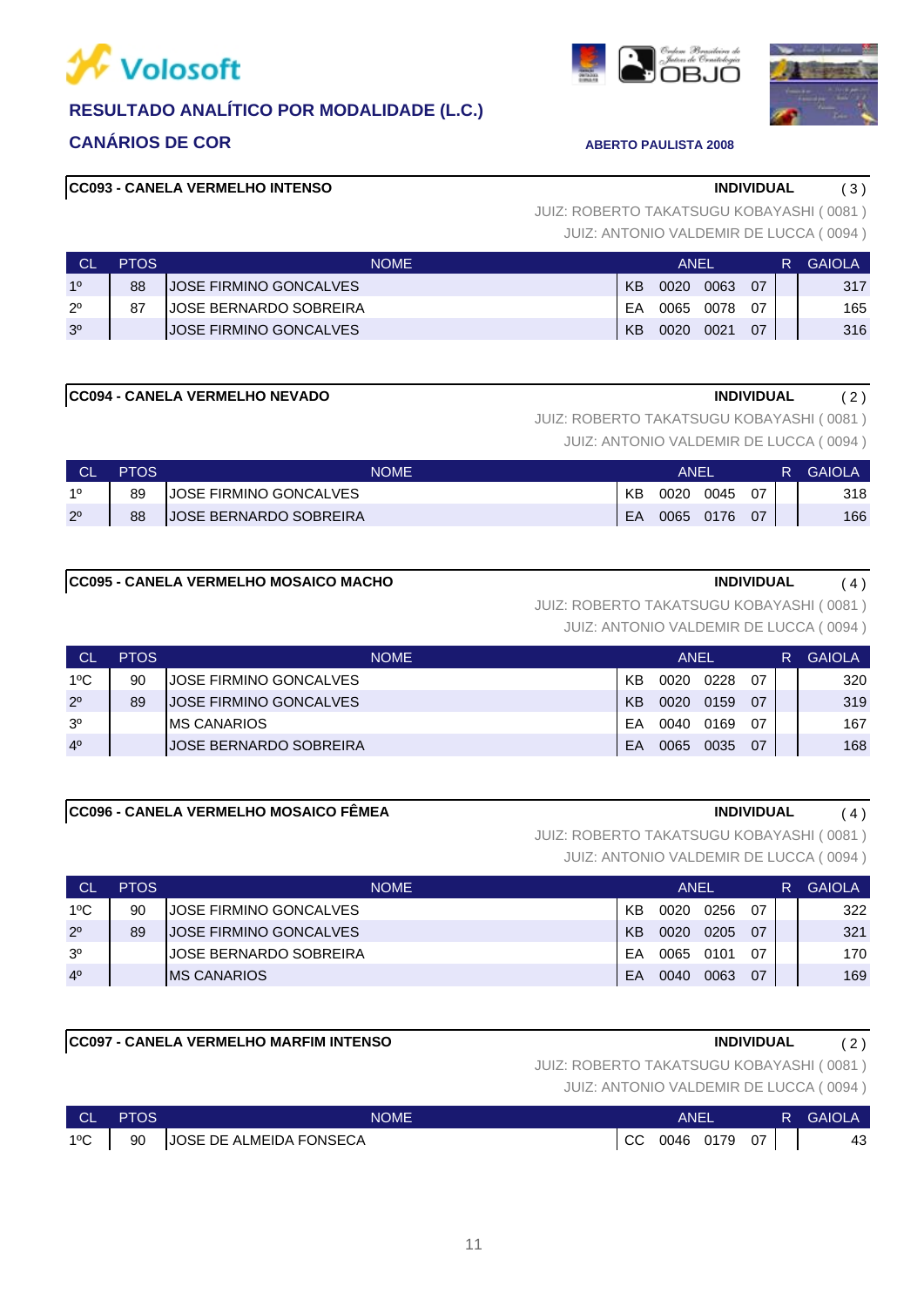# Volosoft

## RESULTADO ANALÍTICO POR MODALIDADE (L.C.)

## CANÁRIOS DE COR

**ABERTO PAULISTA 2008**

### CC093 - CANELA VERMELHO INTENSO

**INDIVIDUAL** ( 3 )

JUIZ: ROBERTO TAKATSUGU KOBAYASHI ( 0081 )
JUIZ: ANTONIO VALDEMIR DE LUCCA ( 0094 )

| CL | PTOS | NOME | ANEL | | | | R | GAIOLA |
|---|---|---|---|---|---|---|---|---|
| 1º | 88 | JOSE FIRMINO GONCALVES | KB | 0020 | 0063 | 07 | | 317 |
| 2º | 87 | JOSE BERNARDO SOBREIRA | EA | 0065 | 0078 | 07 | | 165 |
| 3º | | JOSE FIRMINO GONCALVES | KB | 0020 | 0021 | 07 | | 316 |

### CC094 - CANELA VERMELHO NEVADO

**INDIVIDUAL** ( 2 )

JUIZ: ROBERTO TAKATSUGU KOBAYASHI ( 0081 )
JUIZ: ANTONIO VALDEMIR DE LUCCA ( 0094 )

| CL | PTOS | NOME | ANEL | | | | R | GAIOLA |
|---|---|---|---|---|---|---|---|---|
| 1º | 89 | JOSE FIRMINO GONCALVES | KB | 0020 | 0045 | 07 | | 318 |
| 2º | 88 | JOSE BERNARDO SOBREIRA | EA | 0065 | 0176 | 07 | | 166 |

### CC095 - CANELA VERMELHO MOSAICO MACHO

**INDIVIDUAL** ( 4 )

JUIZ: ROBERTO TAKATSUGU KOBAYASHI ( 0081 )
JUIZ: ANTONIO VALDEMIR DE LUCCA ( 0094 )

| CL | PTOS | NOME | ANEL | | | | R | GAIOLA |
|---|---|---|---|---|---|---|---|---|
| 1ºC | 90 | JOSE FIRMINO GONCALVES | KB | 0020 | 0228 | 07 | | 320 |
| 2º | 89 | JOSE FIRMINO GONCALVES | KB | 0020 | 0159 | 07 | | 319 |
| 3º | | MS CANARIOS | EA | 0040 | 0169 | 07 | | 167 |
| 4º | | JOSE BERNARDO SOBREIRA | EA | 0065 | 0035 | 07 | | 168 |

### CC096 - CANELA VERMELHO MOSAICO FÊMEA

**INDIVIDUAL** ( 4 )

JUIZ: ROBERTO TAKATSUGU KOBAYASHI ( 0081 )
JUIZ: ANTONIO VALDEMIR DE LUCCA ( 0094 )

| CL | PTOS | NOME | ANEL | | | | R | GAIOLA |
|---|---|---|---|---|---|---|---|---|
| 1ºC | 90 | JOSE FIRMINO GONCALVES | KB | 0020 | 0256 | 07 | | 322 |
| 2º | 89 | JOSE FIRMINO GONCALVES | KB | 0020 | 0205 | 07 | | 321 |
| 3º | | JOSE BERNARDO SOBREIRA | EA | 0065 | 0101 | 07 | | 170 |
| 4º | | MS CANARIOS | EA | 0040 | 0063 | 07 | | 169 |

### CC097 - CANELA VERMELHO MARFIM INTENSO

**INDIVIDUAL** ( 2 )

JUIZ: ROBERTO TAKATSUGU KOBAYASHI ( 0081 )
JUIZ: ANTONIO VALDEMIR DE LUCCA ( 0094 )

| CL | PTOS | NOME | ANEL | | | | R | GAIOLA |
|---|---|---|---|---|---|---|---|---|
| 1ºC | 90 | JOSE DE ALMEIDA FONSECA | CC | 0046 | 0179 | 07 | | 43 |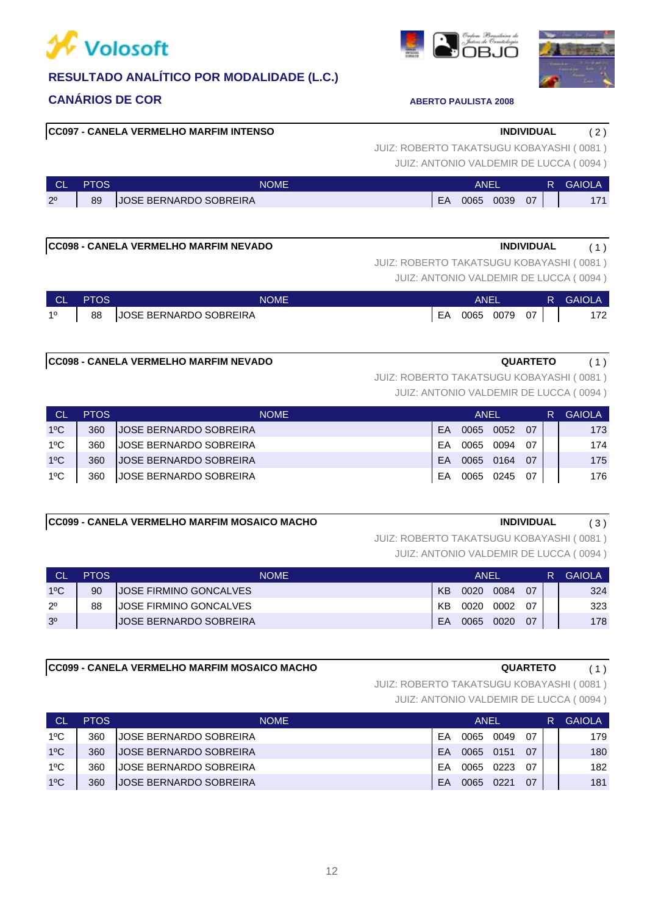# RESULTADO ANALÍTICO POR MODALIDADE (L.C.)

## CANÁRIOS DE COR

ABERTO PAULISTA 2008

### CC097 - CANELA VERMELHO MARFIM INTENSO — INDIVIDUAL ( 2 )

JUIZ: ROBERTO TAKATSUGU KOBAYASHI ( 0081 )
JUIZ: ANTONIO VALDEMIR DE LUCCA ( 0094 )

| CL | PTOS | NOME | ANEL | | | | R | GAIOLA |
|---|---|---|---|---|---|---|---|---|
| 2º | 89 | JOSE BERNARDO SOBREIRA | EA | 0065 | 0039 | 07 | | 171 |

### CC098 - CANELA VERMELHO MARFIM NEVADO — INDIVIDUAL ( 1 )

JUIZ: ROBERTO TAKATSUGU KOBAYASHI ( 0081 )
JUIZ: ANTONIO VALDEMIR DE LUCCA ( 0094 )

| CL | PTOS | NOME | ANEL | | | | R | GAIOLA |
|---|---|---|---|---|---|---|---|---|
| 1º | 88 | JOSE BERNARDO SOBREIRA | EA | 0065 | 0079 | 07 | | 172 |

### CC098 - CANELA VERMELHO MARFIM NEVADO — QUARTETO ( 1 )

JUIZ: ROBERTO TAKATSUGU KOBAYASHI ( 0081 )
JUIZ: ANTONIO VALDEMIR DE LUCCA ( 0094 )

| CL | PTOS | NOME | ANEL | | | | R | GAIOLA |
|---|---|---|---|---|---|---|---|---|
| 1ºC | 360 | JOSE BERNARDO SOBREIRA | EA | 0065 | 0052 | 07 | | 173 |
| 1ºC | 360 | JOSE BERNARDO SOBREIRA | EA | 0065 | 0094 | 07 | | 174 |
| 1ºC | 360 | JOSE BERNARDO SOBREIRA | EA | 0065 | 0164 | 07 | | 175 |
| 1ºC | 360 | JOSE BERNARDO SOBREIRA | EA | 0065 | 0245 | 07 | | 176 |

### CC099 - CANELA VERMELHO MARFIM MOSAICO MACHO — INDIVIDUAL ( 3 )

JUIZ: ROBERTO TAKATSUGU KOBAYASHI ( 0081 )
JUIZ: ANTONIO VALDEMIR DE LUCCA ( 0094 )

| CL | PTOS | NOME | ANEL | | | | R | GAIOLA |
|---|---|---|---|---|---|---|---|---|
| 1ºC | 90 | JOSE FIRMINO GONCALVES | KB | 0020 | 0084 | 07 | | 324 |
| 2º | 88 | JOSE FIRMINO GONCALVES | KB | 0020 | 0002 | 07 | | 323 |
| 3º | | JOSE BERNARDO SOBREIRA | EA | 0065 | 0020 | 07 | | 178 |

### CC099 - CANELA VERMELHO MARFIM MOSAICO MACHO — QUARTETO ( 1 )

JUIZ: ROBERTO TAKATSUGU KOBAYASHI ( 0081 )
JUIZ: ANTONIO VALDEMIR DE LUCCA ( 0094 )

| CL | PTOS | NOME | ANEL | | | | R | GAIOLA |
|---|---|---|---|---|---|---|---|---|
| 1ºC | 360 | JOSE BERNARDO SOBREIRA | EA | 0065 | 0049 | 07 | | 179 |
| 1ºC | 360 | JOSE BERNARDO SOBREIRA | EA | 0065 | 0151 | 07 | | 180 |
| 1ºC | 360 | JOSE BERNARDO SOBREIRA | EA | 0065 | 0223 | 07 | | 182 |
| 1ºC | 360 | JOSE BERNARDO SOBREIRA | EA | 0065 | 0221 | 07 | | 181 |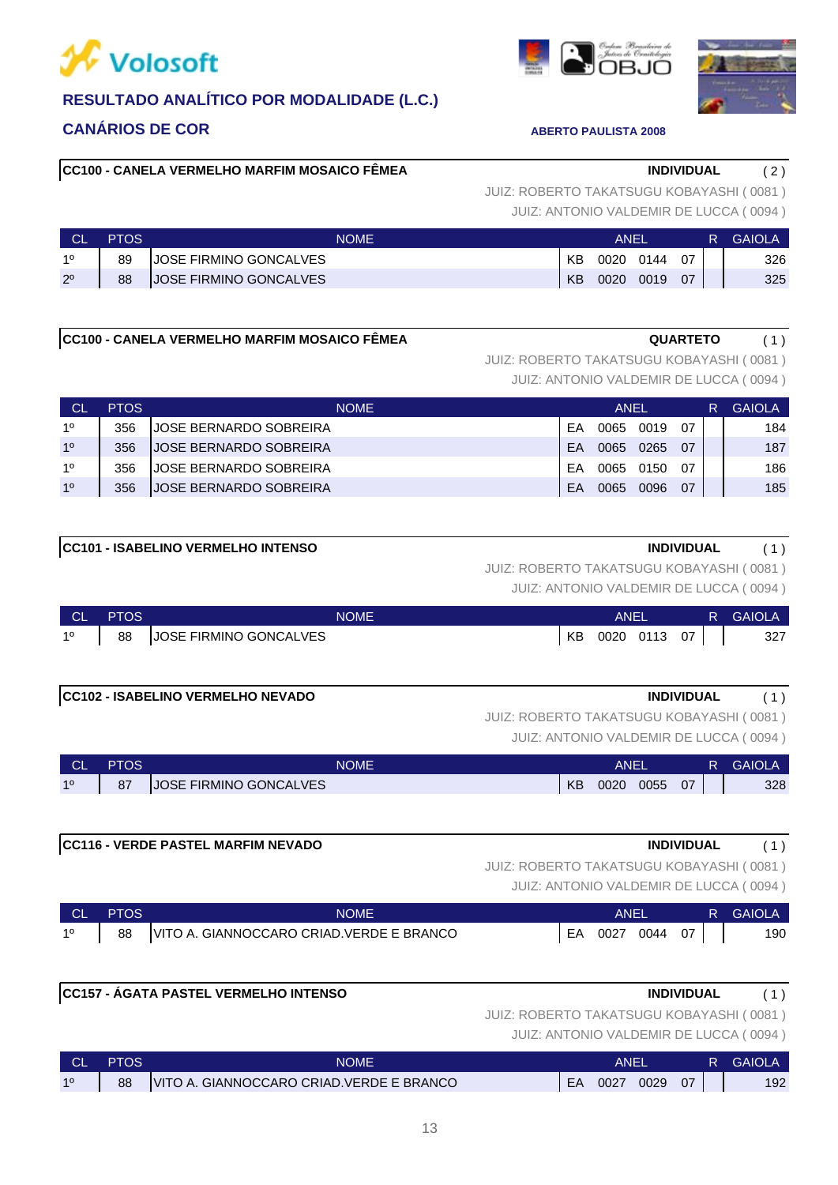# RESULTADO ANALÍTICO POR MODALIDADE (L.C.)

## CANÁRIOS DE COR

**ABERTO PAULISTA 2008**

### CC100 - CANELA VERMELHO MARFIM MOSAICO FÊMEA — INDIVIDUAL ( 2 )

JUIZ: ROBERTO TAKATSUGU KOBAYASHI ( 0081 )
JUIZ: ANTONIO VALDEMIR DE LUCCA ( 0094 )

| CL | PTOS | NOME | ANEL | | | | R | GAIOLA |
|---|---|---|---|---|---|---|---|---|
| 1º | 89 | JOSE FIRMINO GONCALVES | KB | 0020 | 0144 | 07 | | 326 |
| 2º | 88 | JOSE FIRMINO GONCALVES | KB | 0020 | 0019 | 07 | | 325 |

### CC100 - CANELA VERMELHO MARFIM MOSAICO FÊMEA — QUARTETO ( 1 )

JUIZ: ROBERTO TAKATSUGU KOBAYASHI ( 0081 )
JUIZ: ANTONIO VALDEMIR DE LUCCA ( 0094 )

| CL | PTOS | NOME | ANEL | | | | R | GAIOLA |
|---|---|---|---|---|---|---|---|---|
| 1º | 356 | JOSE BERNARDO SOBREIRA | EA | 0065 | 0019 | 07 | | 184 |
| 1º | 356 | JOSE BERNARDO SOBREIRA | EA | 0065 | 0265 | 07 | | 187 |
| 1º | 356 | JOSE BERNARDO SOBREIRA | EA | 0065 | 0150 | 07 | | 186 |
| 1º | 356 | JOSE BERNARDO SOBREIRA | EA | 0065 | 0096 | 07 | | 185 |

### CC101 - ISABELINO VERMELHO INTENSO — INDIVIDUAL ( 1 )

JUIZ: ROBERTO TAKATSUGU KOBAYASHI ( 0081 )
JUIZ: ANTONIO VALDEMIR DE LUCCA ( 0094 )

| CL | PTOS | NOME | ANEL | | | | R | GAIOLA |
|---|---|---|---|---|---|---|---|---|
| 1º | 88 | JOSE FIRMINO GONCALVES | KB | 0020 | 0113 | 07 | | 327 |

### CC102 - ISABELINO VERMELHO NEVADO — INDIVIDUAL ( 1 )

JUIZ: ROBERTO TAKATSUGU KOBAYASHI ( 0081 )
JUIZ: ANTONIO VALDEMIR DE LUCCA ( 0094 )

| CL | PTOS | NOME | ANEL | | | | R | GAIOLA |
|---|---|---|---|---|---|---|---|---|
| 1º | 87 | JOSE FIRMINO GONCALVES | KB | 0020 | 0055 | 07 | | 328 |

### CC116 - VERDE PASTEL MARFIM NEVADO — INDIVIDUAL ( 1 )

JUIZ: ROBERTO TAKATSUGU KOBAYASHI ( 0081 )
JUIZ: ANTONIO VALDEMIR DE LUCCA ( 0094 )

| CL | PTOS | NOME | ANEL | | | | R | GAIOLA |
|---|---|---|---|---|---|---|---|---|
| 1º | 88 | VITO A. GIANNOCCARO CRIAD.VERDE E BRANCO | EA | 0027 | 0044 | 07 | | 190 |

### CC157 - ÁGATA PASTEL VERMELHO INTENSO — INDIVIDUAL ( 1 )

JUIZ: ROBERTO TAKATSUGU KOBAYASHI ( 0081 )
JUIZ: ANTONIO VALDEMIR DE LUCCA ( 0094 )

| CL | PTOS | NOME | ANEL | | | | R | GAIOLA |
|---|---|---|---|---|---|---|---|---|
| 1º | 88 | VITO A. GIANNOCCARO CRIAD.VERDE E BRANCO | EA | 0027 | 0029 | 07 | | 192 |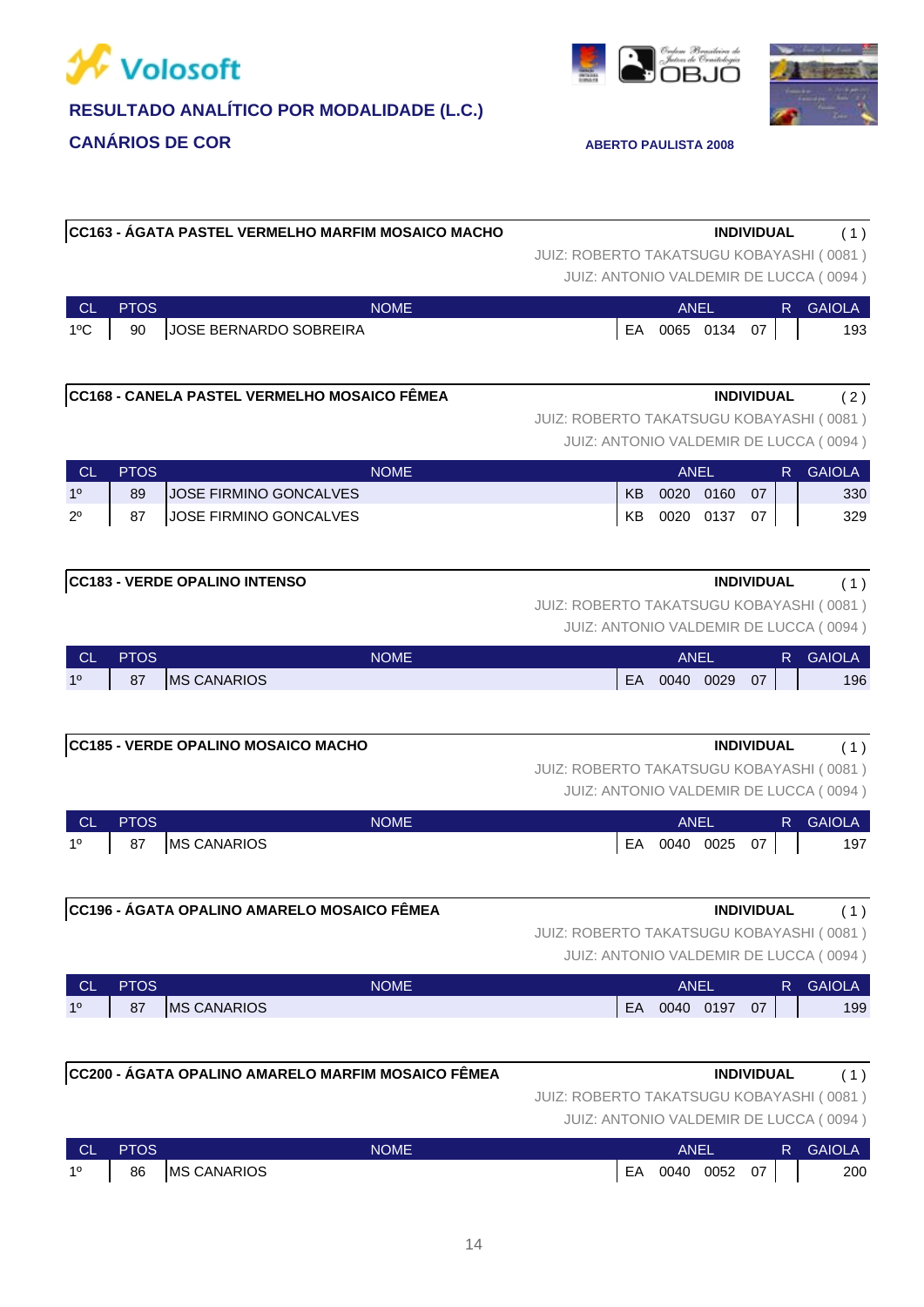**RESULTADO ANALÍTICO POR MODALIDADE (L.C.)**

**CANÁRIOS DE COR**

**ABERTO PAULISTA 2008**

### CC163 - ÁGATA PASTEL VERMELHO MARFIM MOSAICO MACHO

**INDIVIDUAL** ( 1 )

JUIZ: ROBERTO TAKATSUGU KOBAYASHI ( 0081 )
JUIZ: ANTONIO VALDEMIR DE LUCCA ( 0094 )

| CL | PTOS | NOME | ANEL | | | | R | GAIOLA |
|---|---|---|---|---|---|---|---|---|
| 1ºC | 90 | JOSE BERNARDO SOBREIRA | EA | 0065 | 0134 | 07 | | 193 |

### CC168 - CANELA PASTEL VERMELHO MOSAICO FÊMEA

**INDIVIDUAL** ( 2 )

JUIZ: ROBERTO TAKATSUGU KOBAYASHI ( 0081 )
JUIZ: ANTONIO VALDEMIR DE LUCCA ( 0094 )

| CL | PTOS | NOME | ANEL | | | | R | GAIOLA |
|---|---|---|---|---|---|---|---|---|
| 1º | 89 | JOSE FIRMINO GONCALVES | KB | 0020 | 0160 | 07 | | 330 |
| 2º | 87 | JOSE FIRMINO GONCALVES | KB | 0020 | 0137 | 07 | | 329 |

### CC183 - VERDE OPALINO INTENSO

**INDIVIDUAL** ( 1 )

JUIZ: ROBERTO TAKATSUGU KOBAYASHI ( 0081 )
JUIZ: ANTONIO VALDEMIR DE LUCCA ( 0094 )

| CL | PTOS | NOME | ANEL | | | | R | GAIOLA |
|---|---|---|---|---|---|---|---|---|
| 1º | 87 | MS CANARIOS | EA | 0040 | 0029 | 07 | | 196 |

### CC185 - VERDE OPALINO MOSAICO MACHO

**INDIVIDUAL** ( 1 )

JUIZ: ROBERTO TAKATSUGU KOBAYASHI ( 0081 )
JUIZ: ANTONIO VALDEMIR DE LUCCA ( 0094 )

| CL | PTOS | NOME | ANEL | | | | R | GAIOLA |
|---|---|---|---|---|---|---|---|---|
| 1º | 87 | MS CANARIOS | EA | 0040 | 0025 | 07 | | 197 |

### CC196 - ÁGATA OPALINO AMARELO MOSAICO FÊMEA

**INDIVIDUAL** ( 1 )

JUIZ: ROBERTO TAKATSUGU KOBAYASHI ( 0081 )
JUIZ: ANTONIO VALDEMIR DE LUCCA ( 0094 )

| CL | PTOS | NOME | ANEL | | | | R | GAIOLA |
|---|---|---|---|---|---|---|---|---|
| 1º | 87 | MS CANARIOS | EA | 0040 | 0197 | 07 | | 199 |

### CC200 - ÁGATA OPALINO AMARELO MARFIM MOSAICO FÊMEA

**INDIVIDUAL** ( 1 )

JUIZ: ROBERTO TAKATSUGU KOBAYASHI ( 0081 )
JUIZ: ANTONIO VALDEMIR DE LUCCA ( 0094 )

| CL | PTOS | NOME | ANEL | | | | R | GAIOLA |
|---|---|---|---|---|---|---|---|---|
| 1º | 86 | MS CANARIOS | EA | 0040 | 0052 | 07 | | 200 |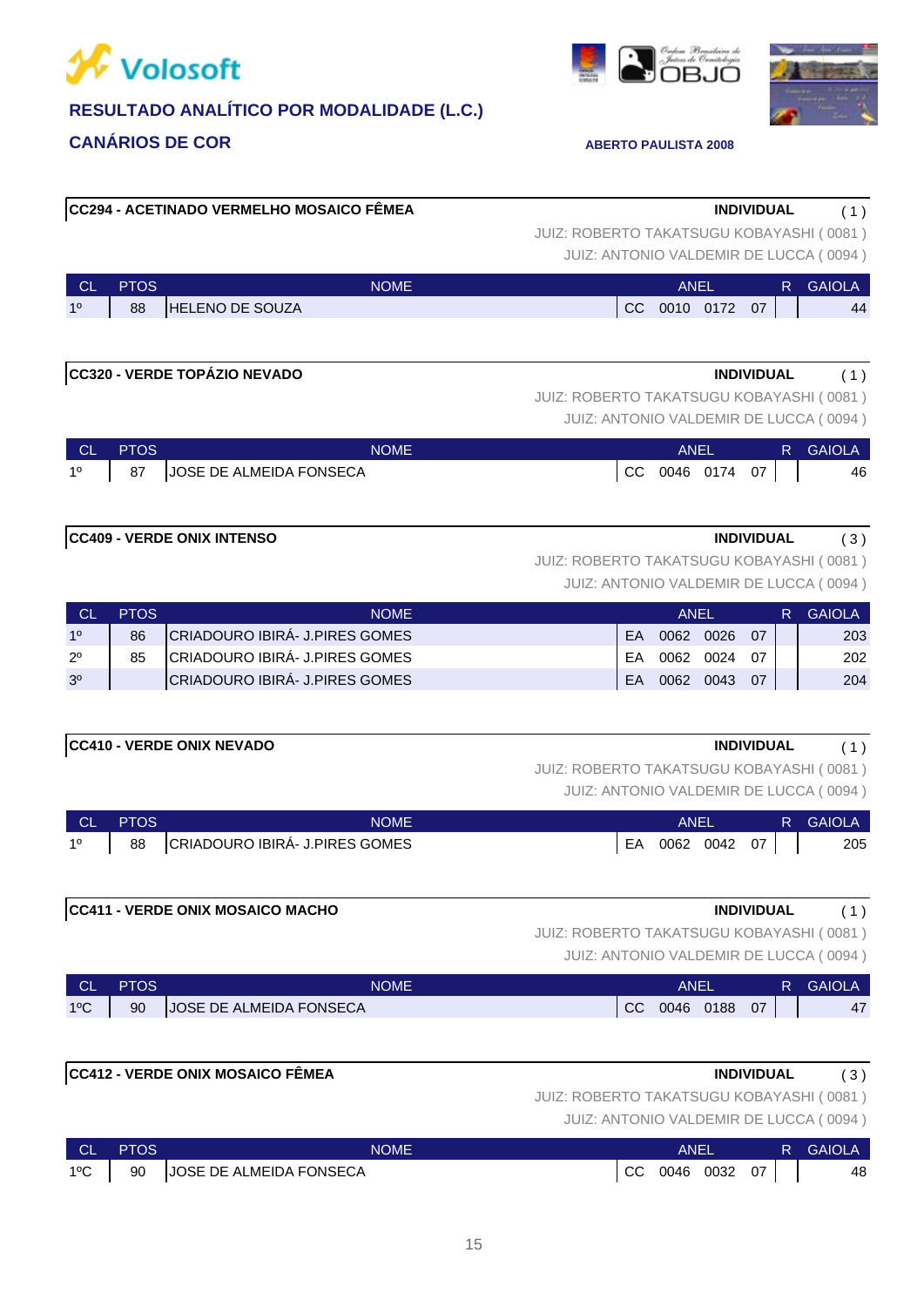# Volosoft

## RESULTADO ANALÍTICO POR MODALIDADE (L.C.)

## CANÁRIOS DE COR

**ABERTO PAULISTA 2008**

### CC294 - ACETINADO VERMELHO MOSAICO FÊMEA

**INDIVIDUAL** ( 1 )

JUIZ: ROBERTO TAKATSUGU KOBAYASHI ( 0081 )
JUIZ: ANTONIO VALDEMIR DE LUCCA ( 0094 )

| CL | PTOS | NOME | ANEL | | | | R | GAIOLA |
|---|---|---|---|---|---|---|---|---|
| 1º | 88 | HELENO DE SOUZA | CC | 0010 | 0172 | 07 | | 44 |

### CC320 - VERDE TOPÁZIO NEVADO

**INDIVIDUAL** ( 1 )

JUIZ: ROBERTO TAKATSUGU KOBAYASHI ( 0081 )
JUIZ: ANTONIO VALDEMIR DE LUCCA ( 0094 )

| CL | PTOS | NOME | ANEL | | | | R | GAIOLA |
|---|---|---|---|---|---|---|---|---|
| 1º | 87 | JOSE DE ALMEIDA FONSECA | CC | 0046 | 0174 | 07 | | 46 |

### CC409 - VERDE ONIX INTENSO

**INDIVIDUAL** ( 3 )

JUIZ: ROBERTO TAKATSUGU KOBAYASHI ( 0081 )
JUIZ: ANTONIO VALDEMIR DE LUCCA ( 0094 )

| CL | PTOS | NOME | ANEL | | | | R | GAIOLA |
|---|---|---|---|---|---|---|---|---|
| 1º | 86 | CRIADOURO IBIRÁ- J.PIRES GOMES | EA | 0062 | 0026 | 07 | | 203 |
| 2º | 85 | CRIADOURO IBIRÁ- J.PIRES GOMES | EA | 0062 | 0024 | 07 | | 202 |
| 3º | | CRIADOURO IBIRÁ- J.PIRES GOMES | EA | 0062 | 0043 | 07 | | 204 |

### CC410 - VERDE ONIX NEVADO

**INDIVIDUAL** ( 1 )

JUIZ: ROBERTO TAKATSUGU KOBAYASHI ( 0081 )
JUIZ: ANTONIO VALDEMIR DE LUCCA ( 0094 )

| CL | PTOS | NOME | ANEL | | | | R | GAIOLA |
|---|---|---|---|---|---|---|---|---|
| 1º | 88 | CRIADOURO IBIRÁ- J.PIRES GOMES | EA | 0062 | 0042 | 07 | | 205 |

### CC411 - VERDE ONIX MOSAICO MACHO

**INDIVIDUAL** ( 1 )

JUIZ: ROBERTO TAKATSUGU KOBAYASHI ( 0081 )
JUIZ: ANTONIO VALDEMIR DE LUCCA ( 0094 )

| CL | PTOS | NOME | ANEL | | | | R | GAIOLA |
|---|---|---|---|---|---|---|---|---|
| 1ºC | 90 | JOSE DE ALMEIDA FONSECA | CC | 0046 | 0188 | 07 | | 47 |

### CC412 - VERDE ONIX MOSAICO FÊMEA

**INDIVIDUAL** ( 3 )

JUIZ: ROBERTO TAKATSUGU KOBAYASHI ( 0081 )
JUIZ: ANTONIO VALDEMIR DE LUCCA ( 0094 )

| CL | PTOS | NOME | ANEL | | | | R | GAIOLA |
|---|---|---|---|---|---|---|---|---|
| 1ºC | 90 | JOSE DE ALMEIDA FONSECA | CC | 0046 | 0032 | 07 | | 48 |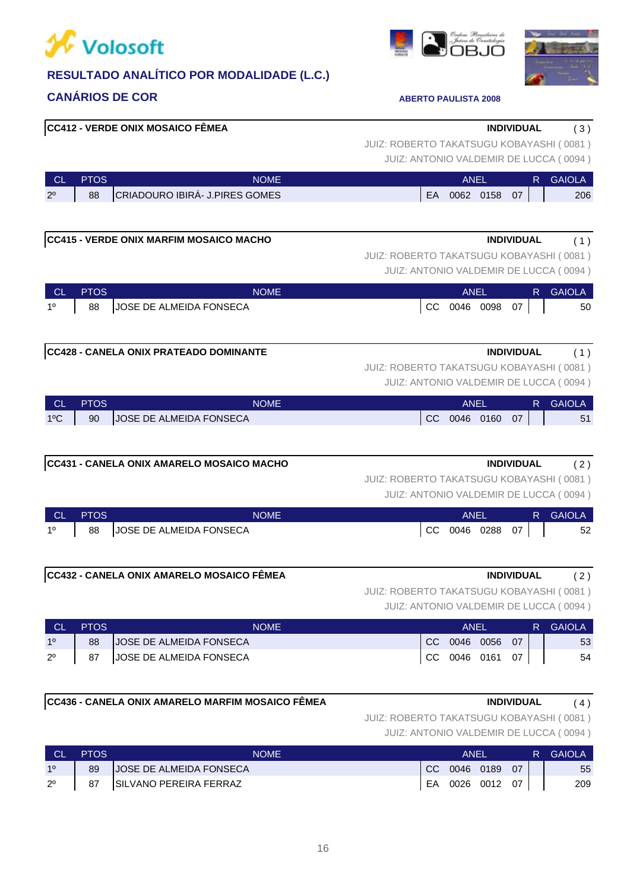# Volosoft

## RESULTADO ANALÍTICO POR MODALIDADE (L.C.)

### CANÁRIOS DE COR

**ABERTO PAULISTA 2008**

**CC412 - VERDE ONIX MOSAICO FÊMEA** — **INDIVIDUAL** ( 3 )

JUIZ: ROBERTO TAKATSUGU KOBAYASHI ( 0081 )
JUIZ: ANTONIO VALDEMIR DE LUCCA ( 0094 )

| CL | PTOS | NOME | ANEL | | | | R | GAIOLA |
|---|---|---|---|---|---|---|---|---|
| 2º | 88 | CRIADOURO IBIRÁ- J.PIRES GOMES | EA | 0062 | 0158 | 07 | | 206 |

**CC415 - VERDE ONIX MARFIM MOSAICO MACHO** — **INDIVIDUAL** ( 1 )

JUIZ: ROBERTO TAKATSUGU KOBAYASHI ( 0081 )
JUIZ: ANTONIO VALDEMIR DE LUCCA ( 0094 )

| CL | PTOS | NOME | ANEL | | | | R | GAIOLA |
|---|---|---|---|---|---|---|---|---|
| 1º | 88 | JOSE DE ALMEIDA FONSECA | CC | 0046 | 0098 | 07 | | 50 |

**CC428 - CANELA ONIX PRATEADO DOMINANTE** — **INDIVIDUAL** ( 1 )

JUIZ: ROBERTO TAKATSUGU KOBAYASHI ( 0081 )
JUIZ: ANTONIO VALDEMIR DE LUCCA ( 0094 )

| CL | PTOS | NOME | ANEL | | | | R | GAIOLA |
|---|---|---|---|---|---|---|---|---|
| 1ºC | 90 | JOSE DE ALMEIDA FONSECA | CC | 0046 | 0160 | 07 | | 51 |

**CC431 - CANELA ONIX AMARELO MOSAICO MACHO** — **INDIVIDUAL** ( 2 )

JUIZ: ROBERTO TAKATSUGU KOBAYASHI ( 0081 )
JUIZ: ANTONIO VALDEMIR DE LUCCA ( 0094 )

| CL | PTOS | NOME | ANEL | | | | R | GAIOLA |
|---|---|---|---|---|---|---|---|---|
| 1º | 88 | JOSE DE ALMEIDA FONSECA | CC | 0046 | 0288 | 07 | | 52 |

**CC432 - CANELA ONIX AMARELO MOSAICO FÊMEA** — **INDIVIDUAL** ( 2 )

JUIZ: ROBERTO TAKATSUGU KOBAYASHI ( 0081 )
JUIZ: ANTONIO VALDEMIR DE LUCCA ( 0094 )

| CL | PTOS | NOME | ANEL | | | | R | GAIOLA |
|---|---|---|---|---|---|---|---|---|
| 1º | 88 | JOSE DE ALMEIDA FONSECA | CC | 0046 | 0056 | 07 | | 53 |
| 2º | 87 | JOSE DE ALMEIDA FONSECA | CC | 0046 | 0161 | 07 | | 54 |

**CC436 - CANELA ONIX AMARELO MARFIM MOSAICO FÊMEA** — **INDIVIDUAL** ( 4 )

JUIZ: ROBERTO TAKATSUGU KOBAYASHI ( 0081 )
JUIZ: ANTONIO VALDEMIR DE LUCCA ( 0094 )

| CL | PTOS | NOME | ANEL | | | | R | GAIOLA |
|---|---|---|---|---|---|---|---|---|
| 1º | 89 | JOSE DE ALMEIDA FONSECA | CC | 0046 | 0189 | 07 | | 55 |
| 2º | 87 | SILVANO PEREIRA FERRAZ | EA | 0026 | 0012 | 07 | | 209 |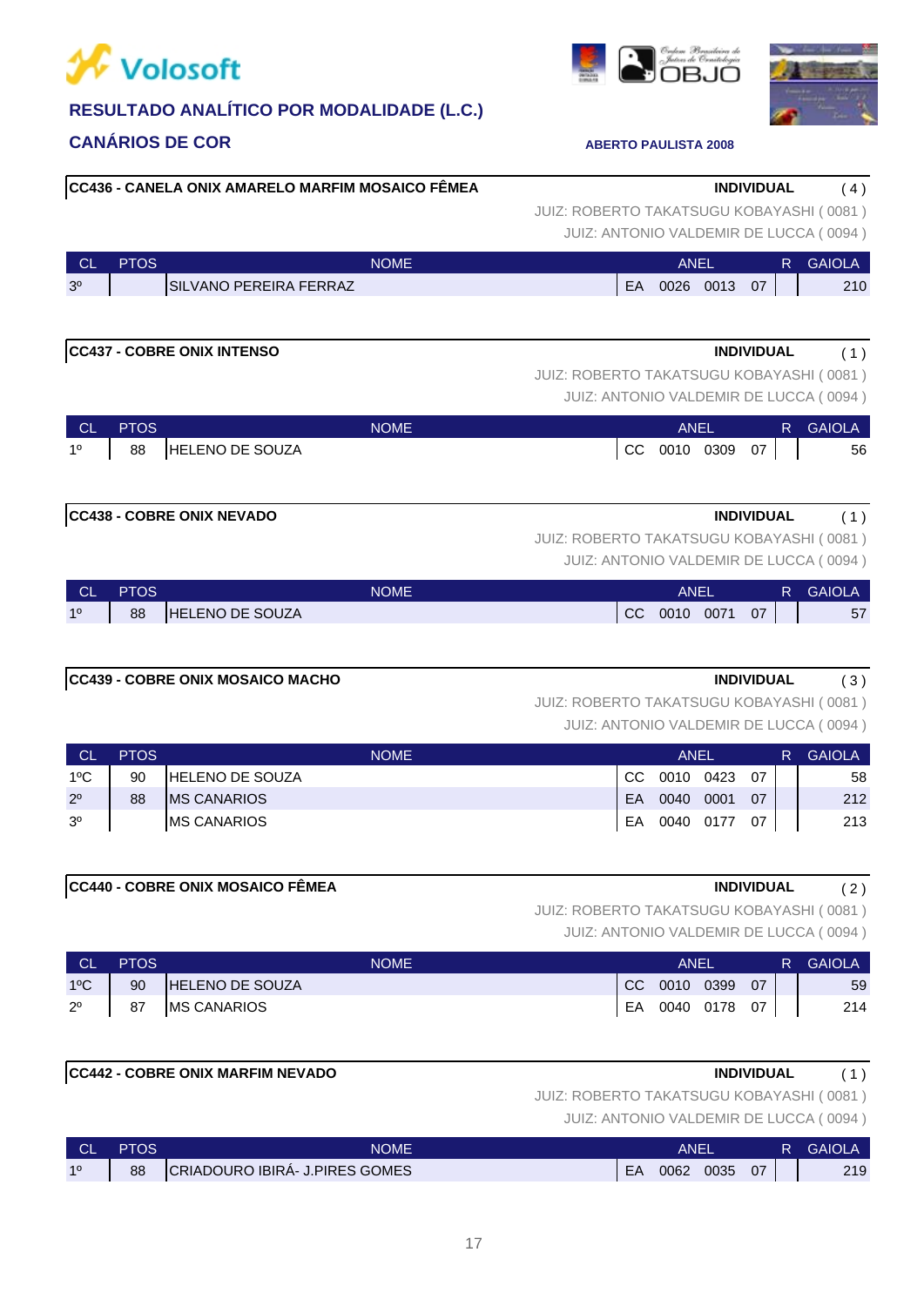**RESULTADO ANALÍTICO POR MODALIDADE (L.C.)**

**CANÁRIOS DE COR**

**ABERTO PAULISTA 2008**

**CC436 - CANELA ONIX AMARELO MARFIM MOSAICO FÊMEA** — **INDIVIDUAL** ( 4 )

JUIZ: ROBERTO TAKATSUGU KOBAYASHI ( 0081 )
JUIZ: ANTONIO VALDEMIR DE LUCCA ( 0094 )

| CL | PTOS | NOME | ANEL | | | | R | GAIOLA |
|---|---|---|---|---|---|---|---|---|
| 3º | | SILVANO PEREIRA FERRAZ | EA | 0026 | 0013 | 07 | | 210 |

**CC437 - COBRE ONIX INTENSO** — **INDIVIDUAL** ( 1 )

JUIZ: ROBERTO TAKATSUGU KOBAYASHI ( 0081 )
JUIZ: ANTONIO VALDEMIR DE LUCCA ( 0094 )

| CL | PTOS | NOME | ANEL | | | | R | GAIOLA |
|---|---|---|---|---|---|---|---|---|
| 1º | 88 | HELENO DE SOUZA | CC | 0010 | 0309 | 07 | | 56 |

**CC438 - COBRE ONIX NEVADO** — **INDIVIDUAL** ( 1 )

JUIZ: ROBERTO TAKATSUGU KOBAYASHI ( 0081 )
JUIZ: ANTONIO VALDEMIR DE LUCCA ( 0094 )

| CL | PTOS | NOME | ANEL | | | | R | GAIOLA |
|---|---|---|---|---|---|---|---|---|
| 1º | 88 | HELENO DE SOUZA | CC | 0010 | 0071 | 07 | | 57 |

**CC439 - COBRE ONIX MOSAICO MACHO** — **INDIVIDUAL** ( 3 )

JUIZ: ROBERTO TAKATSUGU KOBAYASHI ( 0081 )
JUIZ: ANTONIO VALDEMIR DE LUCCA ( 0094 )

| CL | PTOS | NOME | ANEL | | | | R | GAIOLA |
|---|---|---|---|---|---|---|---|---|
| 1ºC | 90 | HELENO DE SOUZA | CC | 0010 | 0423 | 07 | | 58 |
| 2º | 88 | MS CANARIOS | EA | 0040 | 0001 | 07 | | 212 |
| 3º | | MS CANARIOS | EA | 0040 | 0177 | 07 | | 213 |

**CC440 - COBRE ONIX MOSAICO FÊMEA** — **INDIVIDUAL** ( 2 )

JUIZ: ROBERTO TAKATSUGU KOBAYASHI ( 0081 )
JUIZ: ANTONIO VALDEMIR DE LUCCA ( 0094 )

| CL | PTOS | NOME | ANEL | | | | R | GAIOLA |
|---|---|---|---|---|---|---|---|---|
| 1ºC | 90 | HELENO DE SOUZA | CC | 0010 | 0399 | 07 | | 59 |
| 2º | 87 | MS CANARIOS | EA | 0040 | 0178 | 07 | | 214 |

**CC442 - COBRE ONIX MARFIM NEVADO** — **INDIVIDUAL** ( 1 )

JUIZ: ROBERTO TAKATSUGU KOBAYASHI ( 0081 )
JUIZ: ANTONIO VALDEMIR DE LUCCA ( 0094 )

| CL | PTOS | NOME | ANEL | | | | R | GAIOLA |
|---|---|---|---|---|---|---|---|---|
| 1º | 88 | CRIADOURO IBIRÁ- J.PIRES GOMES | EA | 0062 | 0035 | 07 | | 219 |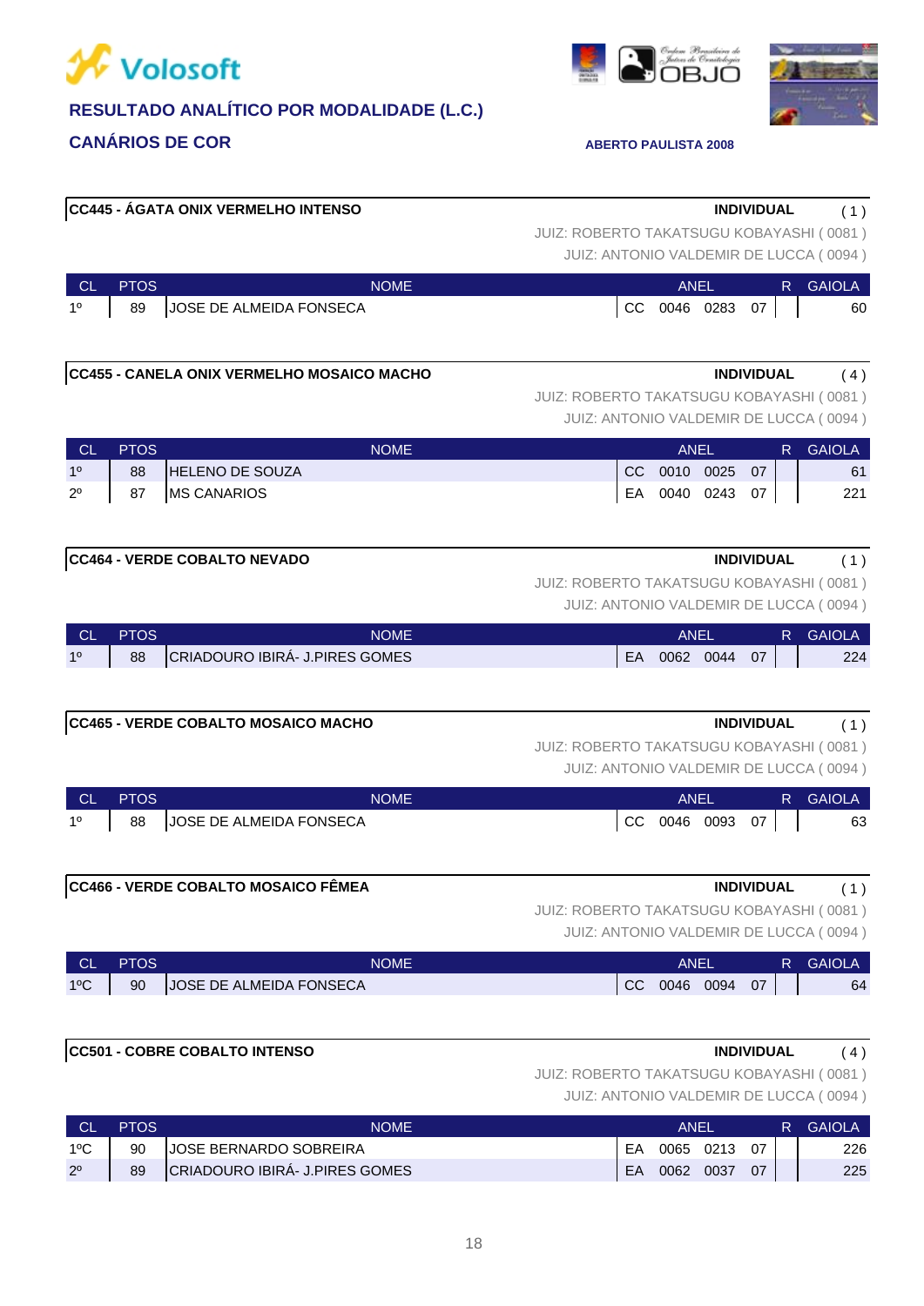## RESULTADO ANALÍTICO POR MODALIDADE (L.C.)

## CANÁRIOS DE COR

**ABERTO PAULISTA 2008**

**CC445 - ÁGATA ONIX VERMELHO INTENSO** — **INDIVIDUAL** ( 1 )

JUIZ: ROBERTO TAKATSUGU KOBAYASHI ( 0081 )
JUIZ: ANTONIO VALDEMIR DE LUCCA ( 0094 )

| CL | PTOS | NOME | ANEL | | | | R | GAIOLA |
|---|---|---|---|---|---|---|---|---|
| 1º | 89 | JOSE DE ALMEIDA FONSECA | CC | 0046 | 0283 | 07 | | 60 |

**CC455 - CANELA ONIX VERMELHO MOSAICO MACHO** — **INDIVIDUAL** ( 4 )

JUIZ: ROBERTO TAKATSUGU KOBAYASHI ( 0081 )
JUIZ: ANTONIO VALDEMIR DE LUCCA ( 0094 )

| CL | PTOS | NOME | ANEL | | | | R | GAIOLA |
|---|---|---|---|---|---|---|---|---|
| 1º | 88 | HELENO DE SOUZA | CC | 0010 | 0025 | 07 | | 61 |
| 2º | 87 | MS CANARIOS | EA | 0040 | 0243 | 07 | | 221 |

**CC464 - VERDE COBALTO NEVADO** — **INDIVIDUAL** ( 1 )

JUIZ: ROBERTO TAKATSUGU KOBAYASHI ( 0081 )
JUIZ: ANTONIO VALDEMIR DE LUCCA ( 0094 )

| CL | PTOS | NOME | ANEL | | | | R | GAIOLA |
|---|---|---|---|---|---|---|---|---|
| 1º | 88 | CRIADOURO IBIRÁ- J.PIRES GOMES | EA | 0062 | 0044 | 07 | | 224 |

**CC465 - VERDE COBALTO MOSAICO MACHO** — **INDIVIDUAL** ( 1 )

JUIZ: ROBERTO TAKATSUGU KOBAYASHI ( 0081 )
JUIZ: ANTONIO VALDEMIR DE LUCCA ( 0094 )

| CL | PTOS | NOME | ANEL | | | | R | GAIOLA |
|---|---|---|---|---|---|---|---|---|
| 1º | 88 | JOSE DE ALMEIDA FONSECA | CC | 0046 | 0093 | 07 | | 63 |

**CC466 - VERDE COBALTO MOSAICO FÊMEA** — **INDIVIDUAL** ( 1 )

JUIZ: ROBERTO TAKATSUGU KOBAYASHI ( 0081 )
JUIZ: ANTONIO VALDEMIR DE LUCCA ( 0094 )

| CL | PTOS | NOME | ANEL | | | | R | GAIOLA |
|---|---|---|---|---|---|---|---|---|
| 1ºC | 90 | JOSE DE ALMEIDA FONSECA | CC | 0046 | 0094 | 07 | | 64 |

**CC501 - COBRE COBALTO INTENSO** — **INDIVIDUAL** ( 4 )

JUIZ: ROBERTO TAKATSUGU KOBAYASHI ( 0081 )
JUIZ: ANTONIO VALDEMIR DE LUCCA ( 0094 )

| CL | PTOS | NOME | ANEL | | | | R | GAIOLA |
|---|---|---|---|---|---|---|---|---|
| 1ºC | 90 | JOSE BERNARDO SOBREIRA | EA | 0065 | 0213 | 07 | | 226 |
| 2º | 89 | CRIADOURO IBIRÁ- J.PIRES GOMES | EA | 0062 | 0037 | 07 | | 225 |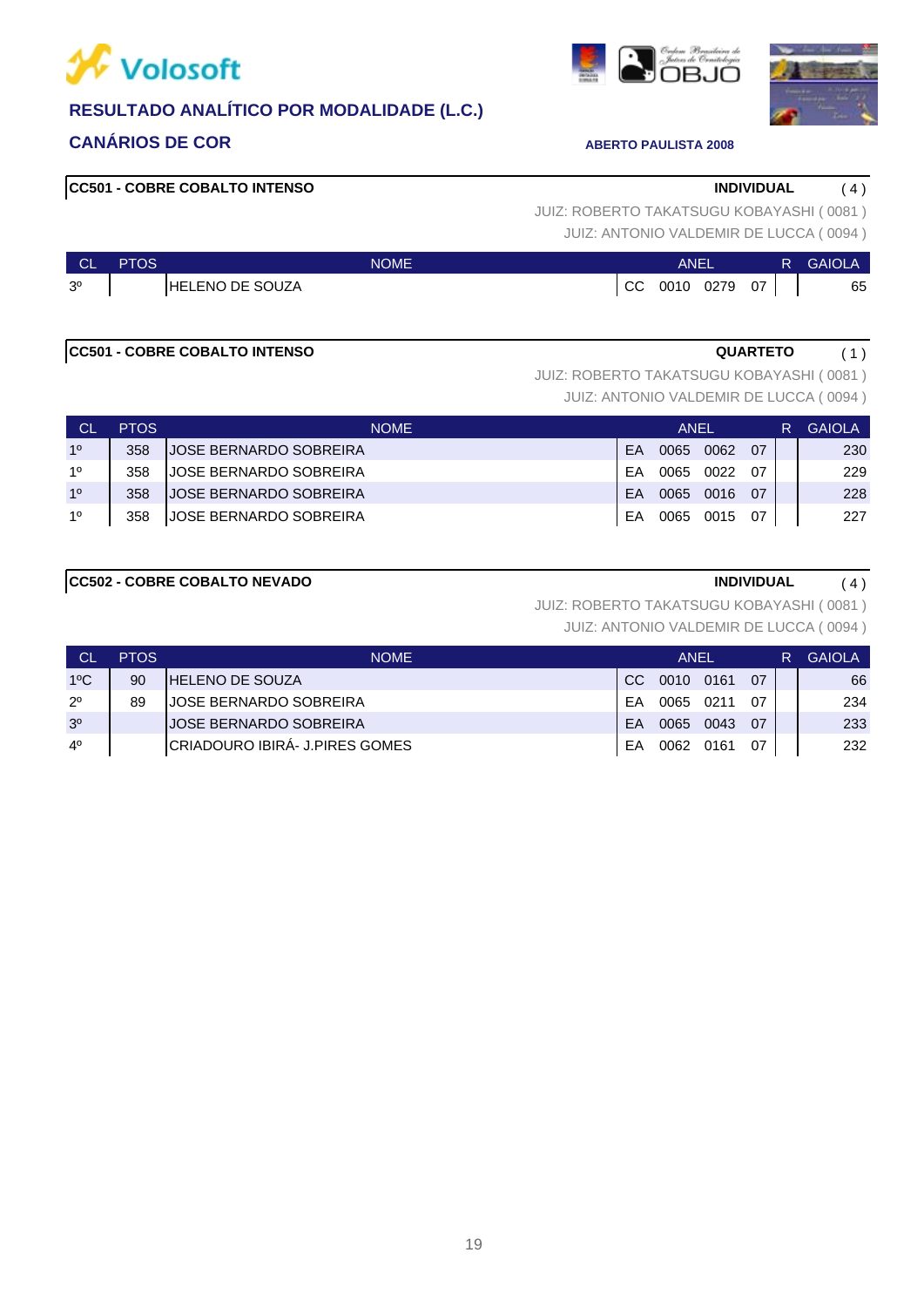## RESULTADO ANALÍTICO POR MODALIDADE (L.C.)

## CANÁRIOS DE COR

**ABERTO PAULISTA 2008**

**CC501 - COBRE COBALTO INTENSO** **INDIVIDUAL** ( 4 )

JUIZ: ROBERTO TAKATSUGU KOBAYASHI ( 0081 )
JUIZ: ANTONIO VALDEMIR DE LUCCA ( 0094 )

| CL | PTOS | NOME | ANEL | | | | R | GAIOLA |
|---|---|---|---|---|---|---|---|---|
| 3º | | HELENO DE SOUZA | CC | 0010 | 0279 | 07 | | 65 |

**CC501 - COBRE COBALTO INTENSO** **QUARTETO** ( 1 )

JUIZ: ROBERTO TAKATSUGU KOBAYASHI ( 0081 )
JUIZ: ANTONIO VALDEMIR DE LUCCA ( 0094 )

| CL | PTOS | NOME | ANEL | | | | R | GAIOLA |
|---|---|---|---|---|---|---|---|---|
| 1º | 358 | JOSE BERNARDO SOBREIRA | EA | 0065 | 0062 | 07 | | 230 |
| 1º | 358 | JOSE BERNARDO SOBREIRA | EA | 0065 | 0022 | 07 | | 229 |
| 1º | 358 | JOSE BERNARDO SOBREIRA | EA | 0065 | 0016 | 07 | | 228 |
| 1º | 358 | JOSE BERNARDO SOBREIRA | EA | 0065 | 0015 | 07 | | 227 |

**CC502 - COBRE COBALTO NEVADO** **INDIVIDUAL** ( 4 )

JUIZ: ROBERTO TAKATSUGU KOBAYASHI ( 0081 )
JUIZ: ANTONIO VALDEMIR DE LUCCA ( 0094 )

| CL | PTOS | NOME | ANEL | | | | R | GAIOLA |
|---|---|---|---|---|---|---|---|---|
| 1ºC | 90 | HELENO DE SOUZA | CC | 0010 | 0161 | 07 | | 66 |
| 2º | 89 | JOSE BERNARDO SOBREIRA | EA | 0065 | 0211 | 07 | | 234 |
| 3º | | JOSE BERNARDO SOBREIRA | EA | 0065 | 0043 | 07 | | 233 |
| 4º | | CRIADOURO IBIRÁ- J.PIRES GOMES | EA | 0062 | 0161 | 07 | | 232 |